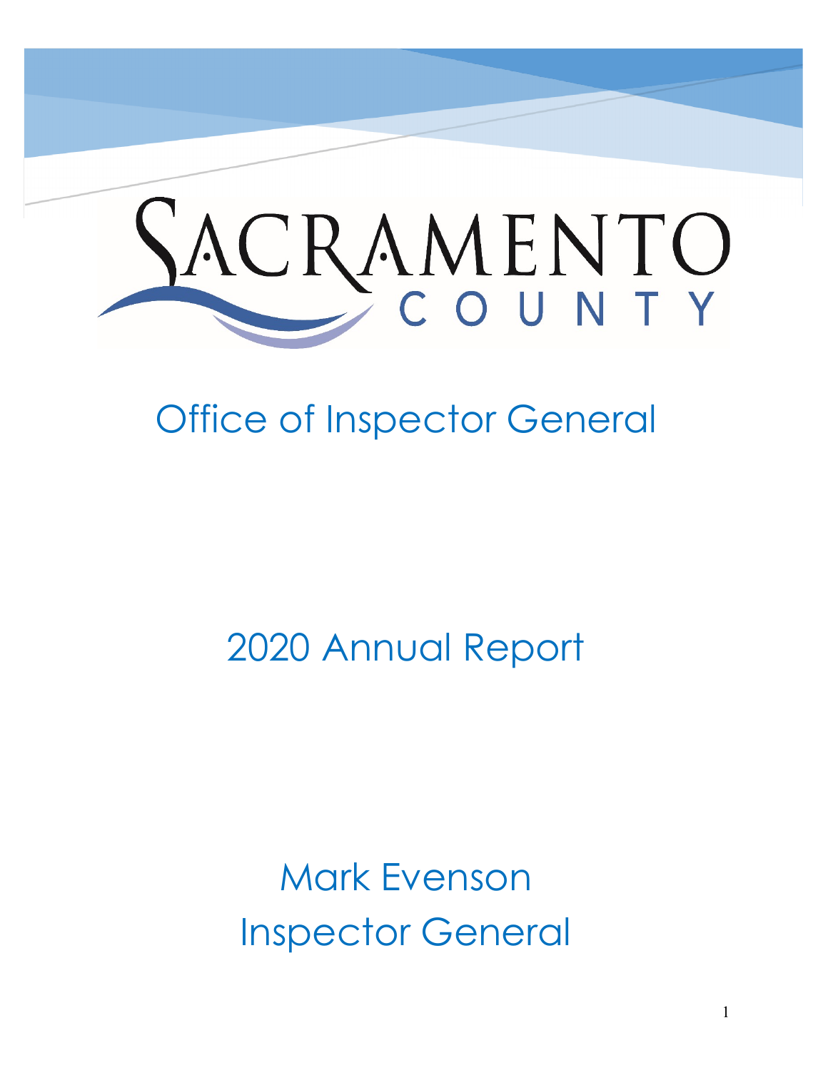# SACRAMENTO COUNTY

## Office of Inspector General

## 2020 Annual Report

Mark Evenson
Inspector General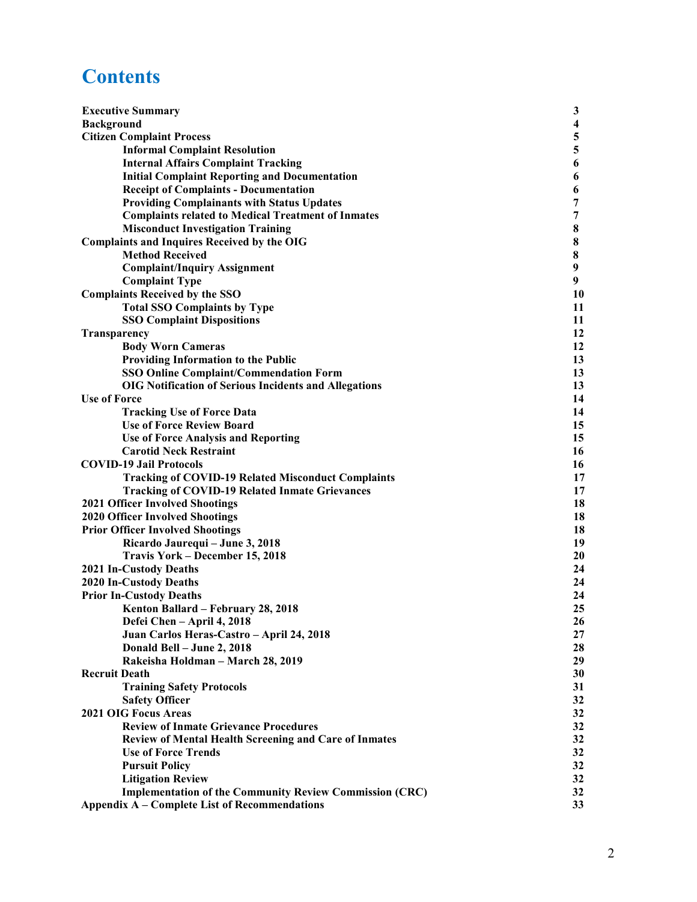# Contents

| | |
|---|---|
| **Executive Summary** | **3** |
| **Background** | **4** |
| **Citizen Complaint Process** | **5** |
| &nbsp;&nbsp;&nbsp;&nbsp;**Informal Complaint Resolution** | **5** |
| &nbsp;&nbsp;&nbsp;&nbsp;**Internal Affairs Complaint Tracking** | **6** |
| &nbsp;&nbsp;&nbsp;&nbsp;**Initial Complaint Reporting and Documentation** | **6** |
| &nbsp;&nbsp;&nbsp;&nbsp;**Receipt of Complaints - Documentation** | **6** |
| &nbsp;&nbsp;&nbsp;&nbsp;**Providing Complainants with Status Updates** | **7** |
| &nbsp;&nbsp;&nbsp;&nbsp;**Complaints related to Medical Treatment of Inmates** | **7** |
| &nbsp;&nbsp;&nbsp;&nbsp;**Misconduct Investigation Training** | **8** |
| **Complaints and Inquires Received by the OIG** | **8** |
| &nbsp;&nbsp;&nbsp;&nbsp;**Method Received** | **8** |
| &nbsp;&nbsp;&nbsp;&nbsp;**Complaint/Inquiry Assignment** | **9** |
| &nbsp;&nbsp;&nbsp;&nbsp;**Complaint Type** | **9** |
| **Complaints Received by the SSO** | **10** |
| &nbsp;&nbsp;&nbsp;&nbsp;**Total SSO Complaints by Type** | **11** |
| &nbsp;&nbsp;&nbsp;&nbsp;**SSO Complaint Dispositions** | **11** |
| **Transparency** | **12** |
| &nbsp;&nbsp;&nbsp;&nbsp;**Body Worn Cameras** | **12** |
| &nbsp;&nbsp;&nbsp;&nbsp;**Providing Information to the Public** | **13** |
| &nbsp;&nbsp;&nbsp;&nbsp;**SSO Online Complaint/Commendation Form** | **13** |
| &nbsp;&nbsp;&nbsp;&nbsp;**OIG Notification of Serious Incidents and Allegations** | **13** |
| **Use of Force** | **14** |
| &nbsp;&nbsp;&nbsp;&nbsp;**Tracking Use of Force Data** | **14** |
| &nbsp;&nbsp;&nbsp;&nbsp;**Use of Force Review Board** | **15** |
| &nbsp;&nbsp;&nbsp;&nbsp;**Use of Force Analysis and Reporting** | **15** |
| &nbsp;&nbsp;&nbsp;&nbsp;**Carotid Neck Restraint** | **16** |
| **COVID-19 Jail Protocols** | **16** |
| &nbsp;&nbsp;&nbsp;&nbsp;**Tracking of COVID-19 Related Misconduct Complaints** | **17** |
| &nbsp;&nbsp;&nbsp;&nbsp;**Tracking of COVID-19 Related Inmate Grievances** | **17** |
| **2021 Officer Involved Shootings** | **18** |
| **2020 Officer Involved Shootings** | **18** |
| **Prior Officer Involved Shootings** | **18** |
| &nbsp;&nbsp;&nbsp;&nbsp;**Ricardo Jaurequi – June 3, 2018** | **19** |
| &nbsp;&nbsp;&nbsp;&nbsp;**Travis York – December 15, 2018** | **20** |
| **2021 In-Custody Deaths** | **24** |
| **2020 In-Custody Deaths** | **24** |
| **Prior In-Custody Deaths** | **24** |
| &nbsp;&nbsp;&nbsp;&nbsp;**Kenton Ballard – February 28, 2018** | **25** |
| &nbsp;&nbsp;&nbsp;&nbsp;**Defei Chen – April 4, 2018** | **26** |
| &nbsp;&nbsp;&nbsp;&nbsp;**Juan Carlos Heras-Castro – April 24, 2018** | **27** |
| &nbsp;&nbsp;&nbsp;&nbsp;**Donald Bell – June 2, 2018** | **28** |
| &nbsp;&nbsp;&nbsp;&nbsp;**Rakeisha Holdman – March 28, 2019** | **29** |
| **Recruit Death** | **30** |
| &nbsp;&nbsp;&nbsp;&nbsp;**Training Safety Protocols** | **31** |
| &nbsp;&nbsp;&nbsp;&nbsp;**Safety Officer** | **32** |
| **2021 OIG Focus Areas** | **32** |
| &nbsp;&nbsp;&nbsp;&nbsp;**Review of Inmate Grievance Procedures** | **32** |
| &nbsp;&nbsp;&nbsp;&nbsp;**Review of Mental Health Screening and Care of Inmates** | **32** |
| &nbsp;&nbsp;&nbsp;&nbsp;**Use of Force Trends** | **32** |
| &nbsp;&nbsp;&nbsp;&nbsp;**Pursuit Policy** | **32** |
| &nbsp;&nbsp;&nbsp;&nbsp;**Litigation Review** | **32** |
| &nbsp;&nbsp;&nbsp;&nbsp;**Implementation of the Community Review Commission (CRC)** | **32** |
| **Appendix A – Complete List of Recommendations** | **33** |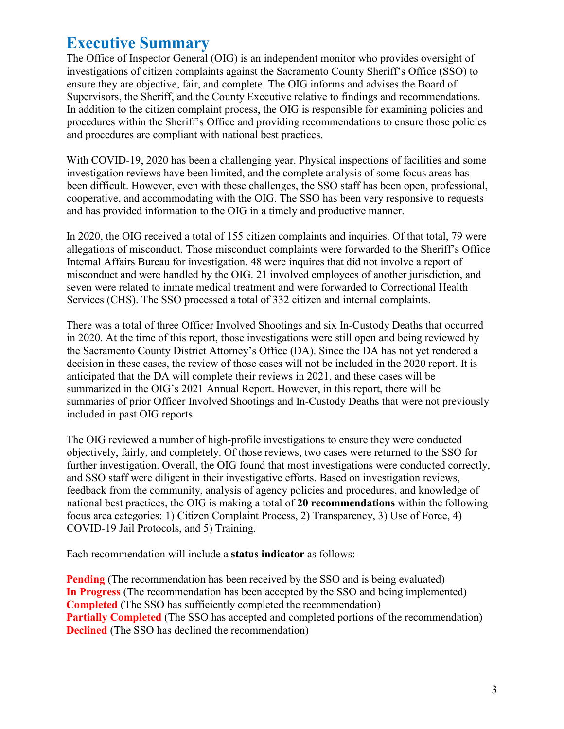# Executive Summary

The Office of Inspector General (OIG) is an independent monitor who provides oversight of investigations of citizen complaints against the Sacramento County Sheriff's Office (SSO) to ensure they are objective, fair, and complete. The OIG informs and advises the Board of Supervisors, the Sheriff, and the County Executive relative to findings and recommendations. In addition to the citizen complaint process, the OIG is responsible for examining policies and procedures within the Sheriff's Office and providing recommendations to ensure those policies and procedures are compliant with national best practices.

With COVID-19, 2020 has been a challenging year. Physical inspections of facilities and some investigation reviews have been limited, and the complete analysis of some focus areas has been difficult. However, even with these challenges, the SSO staff has been open, professional, cooperative, and accommodating with the OIG. The SSO has been very responsive to requests and has provided information to the OIG in a timely and productive manner.

In 2020, the OIG received a total of 155 citizen complaints and inquiries. Of that total, 79 were allegations of misconduct. Those misconduct complaints were forwarded to the Sheriff's Office Internal Affairs Bureau for investigation. 48 were inquires that did not involve a report of misconduct and were handled by the OIG. 21 involved employees of another jurisdiction, and seven were related to inmate medical treatment and were forwarded to Correctional Health Services (CHS). The SSO processed a total of 332 citizen and internal complaints.

There was a total of three Officer Involved Shootings and six In-Custody Deaths that occurred in 2020. At the time of this report, those investigations were still open and being reviewed by the Sacramento County District Attorney's Office (DA). Since the DA has not yet rendered a decision in these cases, the review of those cases will not be included in the 2020 report. It is anticipated that the DA will complete their reviews in 2021, and these cases will be summarized in the OIG's 2021 Annual Report. However, in this report, there will be summaries of prior Officer Involved Shootings and In-Custody Deaths that were not previously included in past OIG reports.

The OIG reviewed a number of high-profile investigations to ensure they were conducted objectively, fairly, and completely. Of those reviews, two cases were returned to the SSO for further investigation. Overall, the OIG found that most investigations were conducted correctly, and SSO staff were diligent in their investigative efforts. Based on investigation reviews, feedback from the community, analysis of agency policies and procedures, and knowledge of national best practices, the OIG is making a total of **20 recommendations** within the following focus area categories: 1) Citizen Complaint Process, 2) Transparency, 3) Use of Force, 4) COVID-19 Jail Protocols, and 5) Training.

Each recommendation will include a **status indicator** as follows:

**Pending** (The recommendation has been received by the SSO and is being evaluated)
**In Progress** (The recommendation has been accepted by the SSO and being implemented)
**Completed** (The SSO has sufficiently completed the recommendation)
**Partially Completed** (The SSO has accepted and completed portions of the recommendation)
**Declined** (The SSO has declined the recommendation)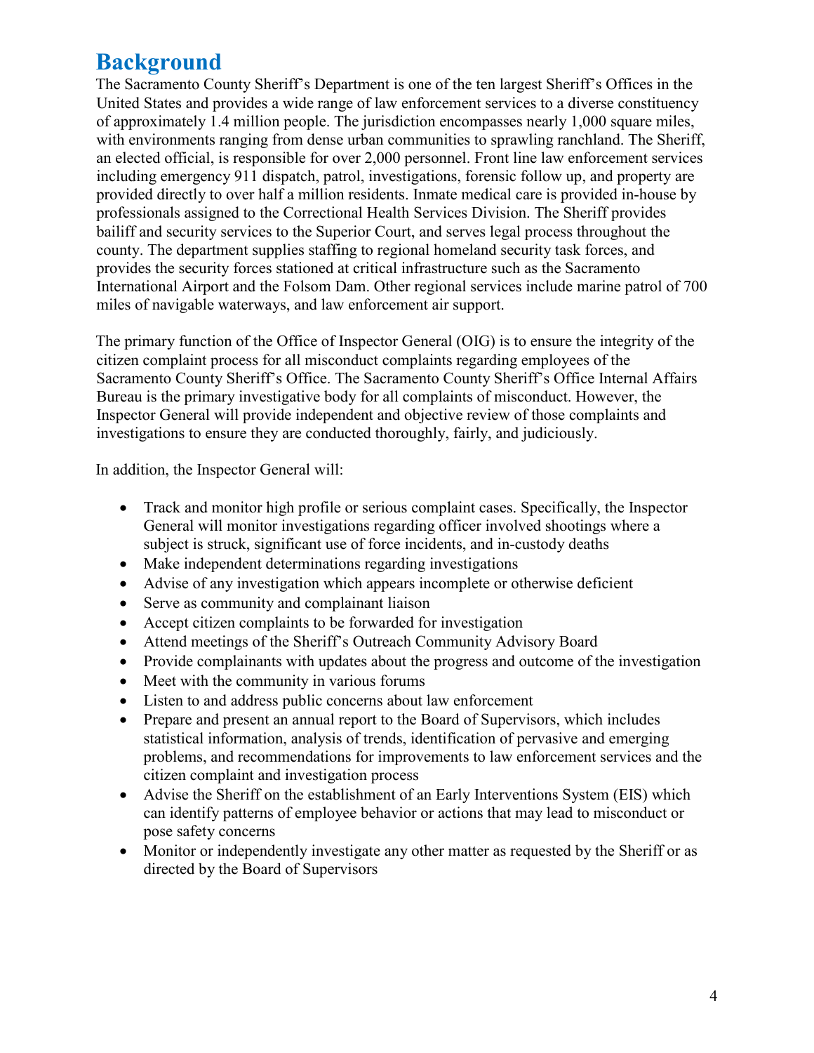# Background

The Sacramento County Sheriff's Department is one of the ten largest Sheriff's Offices in the United States and provides a wide range of law enforcement services to a diverse constituency of approximately 1.4 million people. The jurisdiction encompasses nearly 1,000 square miles, with environments ranging from dense urban communities to sprawling ranchland. The Sheriff, an elected official, is responsible for over 2,000 personnel. Front line law enforcement services including emergency 911 dispatch, patrol, investigations, forensic follow up, and property are provided directly to over half a million residents. Inmate medical care is provided in-house by professionals assigned to the Correctional Health Services Division. The Sheriff provides bailiff and security services to the Superior Court, and serves legal process throughout the county. The department supplies staffing to regional homeland security task forces, and provides the security forces stationed at critical infrastructure such as the Sacramento International Airport and the Folsom Dam. Other regional services include marine patrol of 700 miles of navigable waterways, and law enforcement air support.

The primary function of the Office of Inspector General (OIG) is to ensure the integrity of the citizen complaint process for all misconduct complaints regarding employees of the Sacramento County Sheriff's Office. The Sacramento County Sheriff's Office Internal Affairs Bureau is the primary investigative body for all complaints of misconduct. However, the Inspector General will provide independent and objective review of those complaints and investigations to ensure they are conducted thoroughly, fairly, and judiciously.

In addition, the Inspector General will:

- Track and monitor high profile or serious complaint cases. Specifically, the Inspector General will monitor investigations regarding officer involved shootings where a subject is struck, significant use of force incidents, and in-custody deaths
- Make independent determinations regarding investigations
- Advise of any investigation which appears incomplete or otherwise deficient
- Serve as community and complainant liaison
- Accept citizen complaints to be forwarded for investigation
- Attend meetings of the Sheriff's Outreach Community Advisory Board
- Provide complainants with updates about the progress and outcome of the investigation
- Meet with the community in various forums
- Listen to and address public concerns about law enforcement
- Prepare and present an annual report to the Board of Supervisors, which includes statistical information, analysis of trends, identification of pervasive and emerging problems, and recommendations for improvements to law enforcement services and the citizen complaint and investigation process
- Advise the Sheriff on the establishment of an Early Interventions System (EIS) which can identify patterns of employee behavior or actions that may lead to misconduct or pose safety concerns
- Monitor or independently investigate any other matter as requested by the Sheriff or as directed by the Board of Supervisors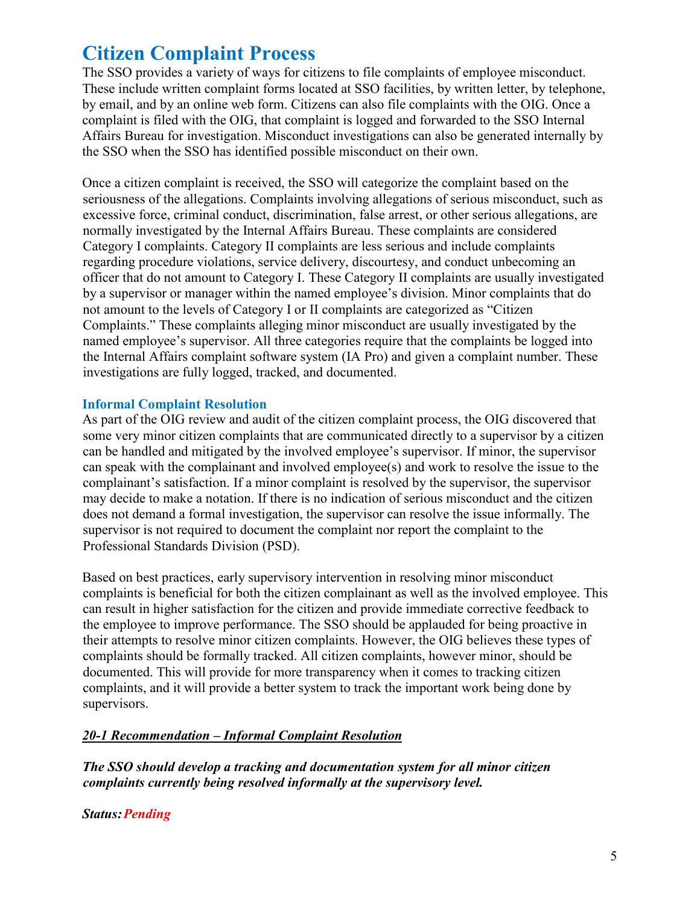# Citizen Complaint Process

The SSO provides a variety of ways for citizens to file complaints of employee misconduct. These include written complaint forms located at SSO facilities, by written letter, by telephone, by email, and by an online web form. Citizens can also file complaints with the OIG. Once a complaint is filed with the OIG, that complaint is logged and forwarded to the SSO Internal Affairs Bureau for investigation. Misconduct investigations can also be generated internally by the SSO when the SSO has identified possible misconduct on their own.

Once a citizen complaint is received, the SSO will categorize the complaint based on the seriousness of the allegations. Complaints involving allegations of serious misconduct, such as excessive force, criminal conduct, discrimination, false arrest, or other serious allegations, are normally investigated by the Internal Affairs Bureau. These complaints are considered Category I complaints. Category II complaints are less serious and include complaints regarding procedure violations, service delivery, discourtesy, and conduct unbecoming an officer that do not amount to Category I. These Category II complaints are usually investigated by a supervisor or manager within the named employee's division. Minor complaints that do not amount to the levels of Category I or II complaints are categorized as "Citizen Complaints." These complaints alleging minor misconduct are usually investigated by the named employee's supervisor. All three categories require that the complaints be logged into the Internal Affairs complaint software system (IA Pro) and given a complaint number. These investigations are fully logged, tracked, and documented.

### Informal Complaint Resolution

As part of the OIG review and audit of the citizen complaint process, the OIG discovered that some very minor citizen complaints that are communicated directly to a supervisor by a citizen can be handled and mitigated by the involved employee's supervisor. If minor, the supervisor can speak with the complainant and involved employee(s) and work to resolve the issue to the complainant's satisfaction. If a minor complaint is resolved by the supervisor, the supervisor may decide to make a notation. If there is no indication of serious misconduct and the citizen does not demand a formal investigation, the supervisor can resolve the issue informally. The supervisor is not required to document the complaint nor report the complaint to the Professional Standards Division (PSD).

Based on best practices, early supervisory intervention in resolving minor misconduct complaints is beneficial for both the citizen complainant as well as the involved employee. This can result in higher satisfaction for the citizen and provide immediate corrective feedback to the employee to improve performance. The SSO should be applauded for being proactive in their attempts to resolve minor citizen complaints. However, the OIG believes these types of complaints should be formally tracked. All citizen complaints, however minor, should be documented. This will provide for more transparency when it comes to tracking citizen complaints, and it will provide a better system to track the important work being done by supervisors.

***20-1 Recommendation – Informal Complaint Resolution***

***The SSO should develop a tracking and documentation system for all minor citizen complaints currently being resolved informally at the supervisory level.***

***Status:*** ***Pending***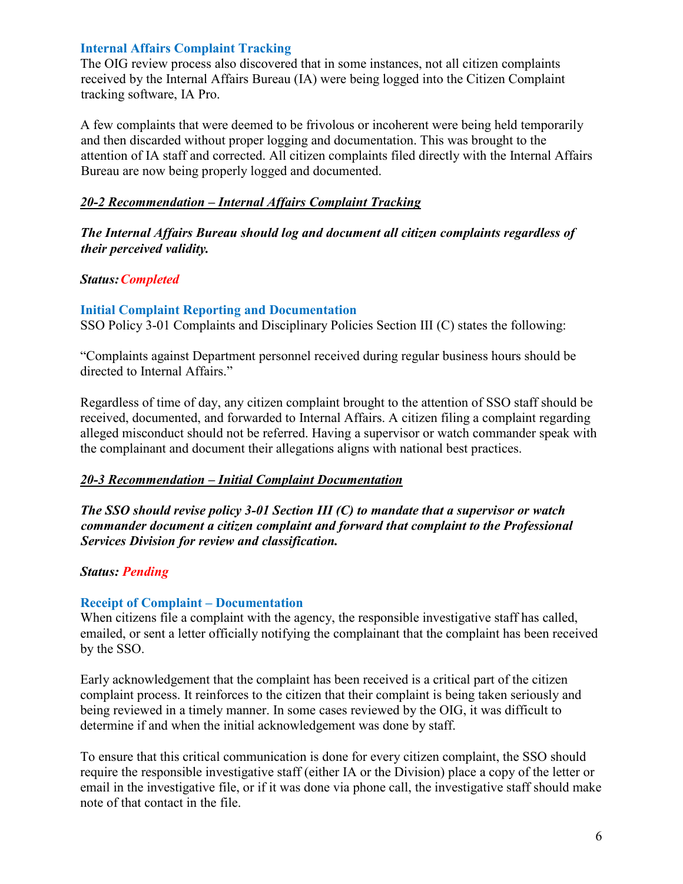### Internal Affairs Complaint Tracking

The OIG review process also discovered that in some instances, not all citizen complaints received by the Internal Affairs Bureau (IA) were being logged into the Citizen Complaint tracking software, IA Pro.

A few complaints that were deemed to be frivolous or incoherent were being held temporarily and then discarded without proper logging and documentation. This was brought to the attention of IA staff and corrected. All citizen complaints filed directly with the Internal Affairs Bureau are now being properly logged and documented.

***20-2 Recommendation – Internal Affairs Complaint Tracking***

***The Internal Affairs Bureau should log and document all citizen complaints regardless of their perceived validity.***

***Status: Completed***

### Initial Complaint Reporting and Documentation

SSO Policy 3-01 Complaints and Disciplinary Policies Section III (C) states the following:

"Complaints against Department personnel received during regular business hours should be directed to Internal Affairs."

Regardless of time of day, any citizen complaint brought to the attention of SSO staff should be received, documented, and forwarded to Internal Affairs. A citizen filing a complaint regarding alleged misconduct should not be referred. Having a supervisor or watch commander speak with the complainant and document their allegations aligns with national best practices.

***20-3 Recommendation – Initial Complaint Documentation***

***The SSO should revise policy 3-01 Section III (C) to mandate that a supervisor or watch commander document a citizen complaint and forward that complaint to the Professional Services Division for review and classification.***

***Status: Pending***

### Receipt of Complaint – Documentation

When citizens file a complaint with the agency, the responsible investigative staff has called, emailed, or sent a letter officially notifying the complainant that the complaint has been received by the SSO.

Early acknowledgement that the complaint has been received is a critical part of the citizen complaint process. It reinforces to the citizen that their complaint is being taken seriously and being reviewed in a timely manner. In some cases reviewed by the OIG, it was difficult to determine if and when the initial acknowledgement was done by staff.

To ensure that this critical communication is done for every citizen complaint, the SSO should require the responsible investigative staff (either IA or the Division) place a copy of the letter or email in the investigative file, or if it was done via phone call, the investigative staff should make note of that contact in the file.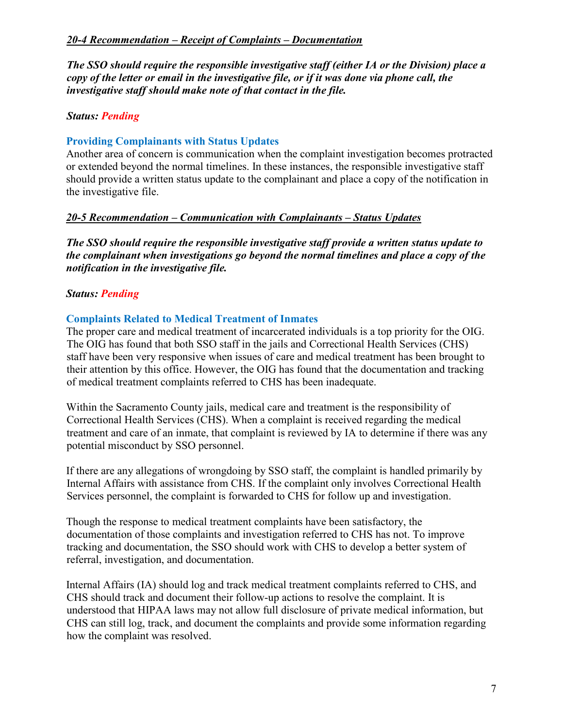***20-4 Recommendation – Receipt of Complaints – Documentation***

***The SSO should require the responsible investigative staff (either IA or the Division) place a copy of the letter or email in the investigative file, or if it was done via phone call, the investigative staff should make note of that contact in the file.***

***Status: Pending***

### Providing Complainants with Status Updates

Another area of concern is communication when the complaint investigation becomes protracted or extended beyond the normal timelines. In these instances, the responsible investigative staff should provide a written status update to the complainant and place a copy of the notification in the investigative file.

***20-5 Recommendation – Communication with Complainants – Status Updates***

***The SSO should require the responsible investigative staff provide a written status update to the complainant when investigations go beyond the normal timelines and place a copy of the notification in the investigative file.***

***Status: Pending***

### Complaints Related to Medical Treatment of Inmates

The proper care and medical treatment of incarcerated individuals is a top priority for the OIG. The OIG has found that both SSO staff in the jails and Correctional Health Services (CHS) staff have been very responsive when issues of care and medical treatment has been brought to their attention by this office. However, the OIG has found that the documentation and tracking of medical treatment complaints referred to CHS has been inadequate.

Within the Sacramento County jails, medical care and treatment is the responsibility of Correctional Health Services (CHS). When a complaint is received regarding the medical treatment and care of an inmate, that complaint is reviewed by IA to determine if there was any potential misconduct by SSO personnel.

If there are any allegations of wrongdoing by SSO staff, the complaint is handled primarily by Internal Affairs with assistance from CHS. If the complaint only involves Correctional Health Services personnel, the complaint is forwarded to CHS for follow up and investigation.

Though the response to medical treatment complaints have been satisfactory, the documentation of those complaints and investigation referred to CHS has not. To improve tracking and documentation, the SSO should work with CHS to develop a better system of referral, investigation, and documentation.

Internal Affairs (IA) should log and track medical treatment complaints referred to CHS, and CHS should track and document their follow-up actions to resolve the complaint. It is understood that HIPAA laws may not allow full disclosure of private medical information, but CHS can still log, track, and document the complaints and provide some information regarding how the complaint was resolved.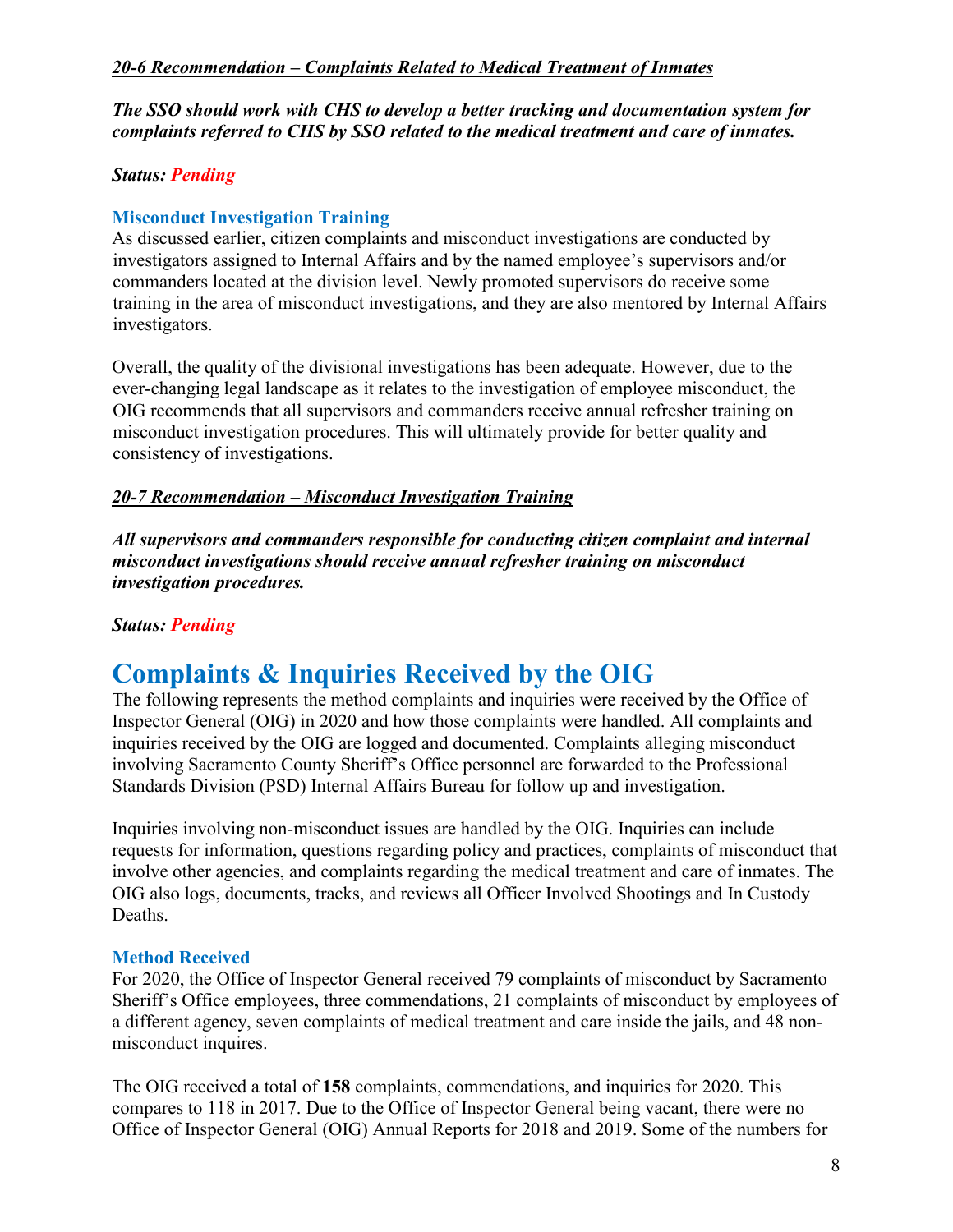***20-6 Recommendation – Complaints Related to Medical Treatment of Inmates***

***The SSO should work with CHS to develop a better tracking and documentation system for complaints referred to CHS by SSO related to the medical treatment and care of inmates.***

***Status: Pending***

### Misconduct Investigation Training

As discussed earlier, citizen complaints and misconduct investigations are conducted by investigators assigned to Internal Affairs and by the named employee's supervisors and/or commanders located at the division level. Newly promoted supervisors do receive some training in the area of misconduct investigations, and they are also mentored by Internal Affairs investigators.

Overall, the quality of the divisional investigations has been adequate. However, due to the ever-changing legal landscape as it relates to the investigation of employee misconduct, the OIG recommends that all supervisors and commanders receive annual refresher training on misconduct investigation procedures. This will ultimately provide for better quality and consistency of investigations.

***20-7 Recommendation – Misconduct Investigation Training***

***All supervisors and commanders responsible for conducting citizen complaint and internal misconduct investigations should receive annual refresher training on misconduct investigation procedures.***

***Status: Pending***

## Complaints & Inquiries Received by the OIG

The following represents the method complaints and inquiries were received by the Office of Inspector General (OIG) in 2020 and how those complaints were handled. All complaints and inquiries received by the OIG are logged and documented. Complaints alleging misconduct involving Sacramento County Sheriff's Office personnel are forwarded to the Professional Standards Division (PSD) Internal Affairs Bureau for follow up and investigation.

Inquiries involving non-misconduct issues are handled by the OIG. Inquiries can include requests for information, questions regarding policy and practices, complaints of misconduct that involve other agencies, and complaints regarding the medical treatment and care of inmates. The OIG also logs, documents, tracks, and reviews all Officer Involved Shootings and In Custody Deaths.

### Method Received

For 2020, the Office of Inspector General received 79 complaints of misconduct by Sacramento Sheriff's Office employees, three commendations, 21 complaints of misconduct by employees of a different agency, seven complaints of medical treatment and care inside the jails, and 48 non-misconduct inquires.

The OIG received a total of **158** complaints, commendations, and inquiries for 2020. This compares to 118 in 2017. Due to the Office of Inspector General being vacant, there were no Office of Inspector General (OIG) Annual Reports for 2018 and 2019. Some of the numbers for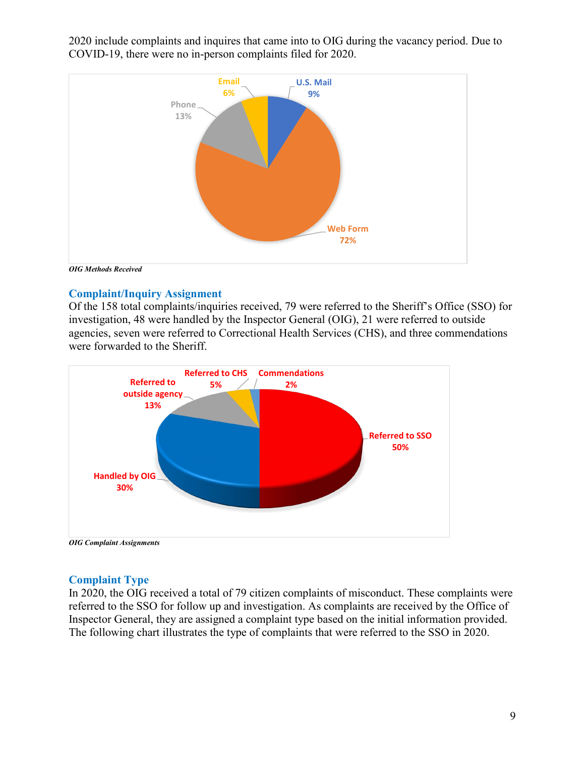2020 include complaints and inquires that came into to OIG during the vacancy period. Due to COVID-19, there were no in-person complaints filed for 2020.

| Method | Percentage |
|---|---|
| U.S. Mail | 9% |
| Web Form | 72% |
| Phone | 13% |
| Email | 6% |

***OIG Methods Received***

## Complaint/Inquiry Assignment

Of the 158 total complaints/inquiries received, 79 were referred to the Sheriff's Office (SSO) for investigation, 48 were handled by the Inspector General (OIG), 21 were referred to outside agencies, seven were referred to Correctional Health Services (CHS), and three commendations were forwarded to the Sheriff.

| Assignment | Percentage |
|---|---|
| Referred to SSO | 50% |
| Handled by OIG | 30% |
| Referred to outside agency | 13% |
| Referred to CHS | 5% |
| Commendations | 2% |

***OIG Complaint Assignments***

## Complaint Type

In 2020, the OIG received a total of 79 citizen complaints of misconduct. These complaints were referred to the SSO for follow up and investigation. As complaints are received by the Office of Inspector General, they are assigned a complaint type based on the initial information provided. The following chart illustrates the type of complaints that were referred to the SSO in 2020.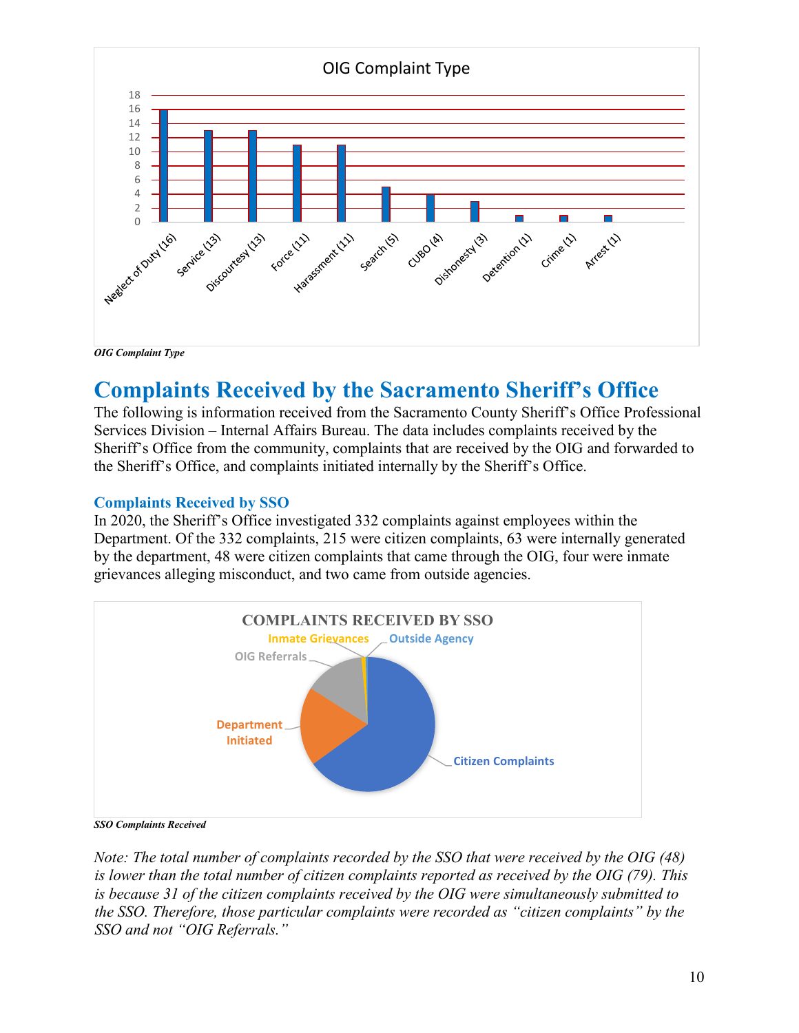*OIG Complaint Type*

# Complaints Received by the Sacramento Sheriff's Office

The following is information received from the Sacramento County Sheriff's Office Professional Services Division – Internal Affairs Bureau. The data includes complaints received by the Sheriff's Office from the community, complaints that are received by the OIG and forwarded to the Sheriff's Office, and complaints initiated internally by the Sheriff's Office.

## Complaints Received by SSO

In 2020, the Sheriff's Office investigated 332 complaints against employees within the Department. Of the 332 complaints, 215 were citizen complaints, 63 were internally generated by the department, 48 were citizen complaints that came through the OIG, four were inmate grievances alleging misconduct, and two came from outside agencies.

*SSO Complaints Received*

*Note: The total number of complaints recorded by the SSO that were received by the OIG (48) is lower than the total number of citizen complaints reported as received by the OIG (79). This is because 31 of the citizen complaints received by the OIG were simultaneously submitted to the SSO. Therefore, those particular complaints were recorded as "citizen complaints" by the SSO and not "OIG Referrals."*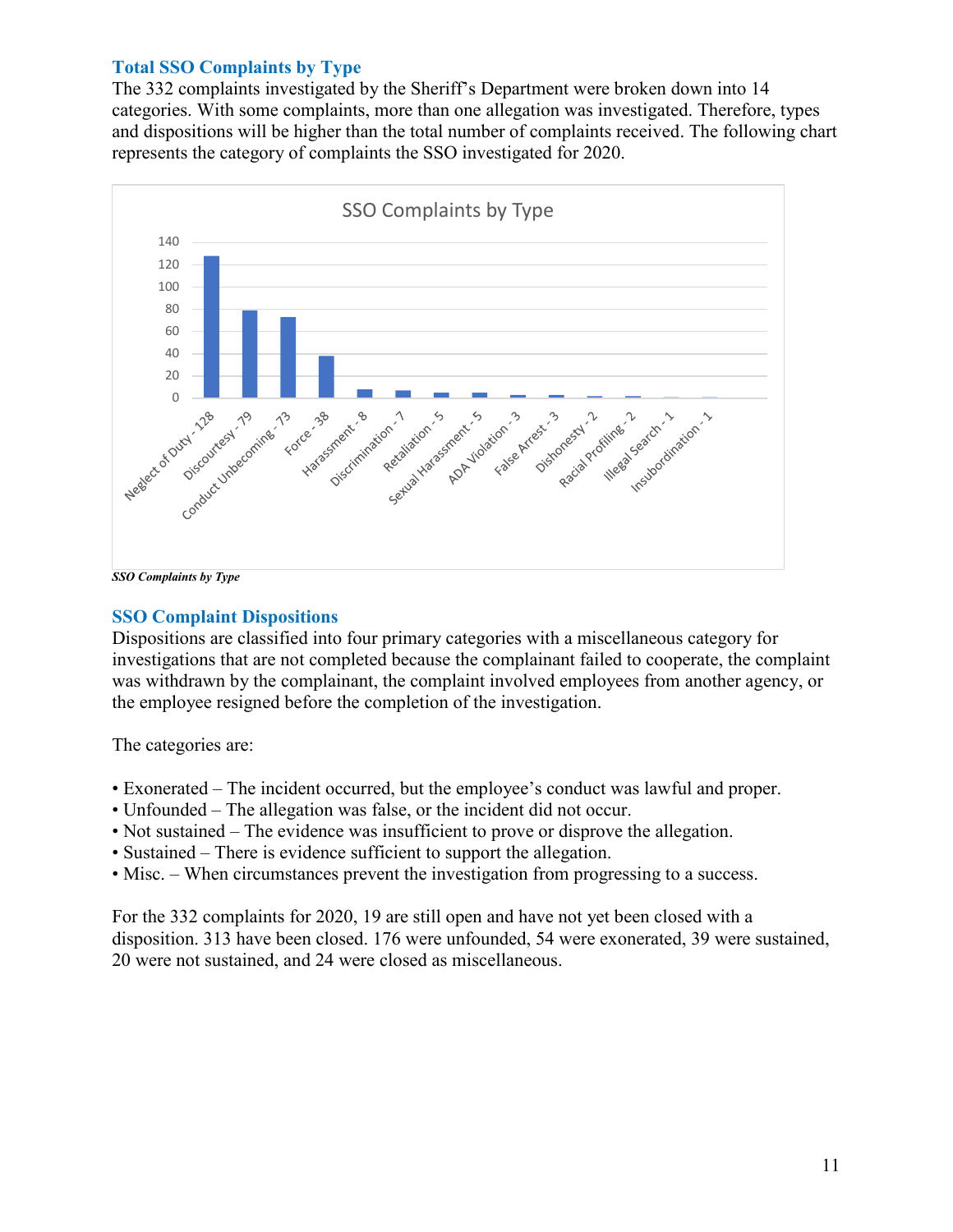### Total SSO Complaints by Type

The 332 complaints investigated by the Sheriff's Department were broken down into 14 categories. With some complaints, more than one allegation was investigated. Therefore, types and dispositions will be higher than the total number of complaints received. The following chart represents the category of complaints the SSO investigated for 2020.

| SSO Complaints by Type | Count |
|---|---|
| Neglect of Duty | 128 |
| Discourtesy | 79 |
| Conduct Unbecoming | 73 |
| Force | 38 |
| Harassment | 8 |
| Discrimination | 7 |
| Retaliation | 5 |
| Sexual Harassment | 5 |
| ADA Violation | 3 |
| False Arrest | 3 |
| Dishonesty | 2 |
| Racial Profiling | 2 |
| Illegal Search | 1 |
| Insubordination | 1 |

***SSO Complaints by Type***

### SSO Complaint Dispositions

Dispositions are classified into four primary categories with a miscellaneous category for investigations that are not completed because the complainant failed to cooperate, the complaint was withdrawn by the complainant, the complaint involved employees from another agency, or the employee resigned before the completion of the investigation.

The categories are:

- Exonerated – The incident occurred, but the employee's conduct was lawful and proper.
- Unfounded – The allegation was false, or the incident did not occur.
- Not sustained – The evidence was insufficient to prove or disprove the allegation.
- Sustained – There is evidence sufficient to support the allegation.
- Misc. – When circumstances prevent the investigation from progressing to a success.

For the 332 complaints for 2020, 19 are still open and have not yet been closed with a disposition. 313 have been closed. 176 were unfounded, 54 were exonerated, 39 were sustained, 20 were not sustained, and 24 were closed as miscellaneous.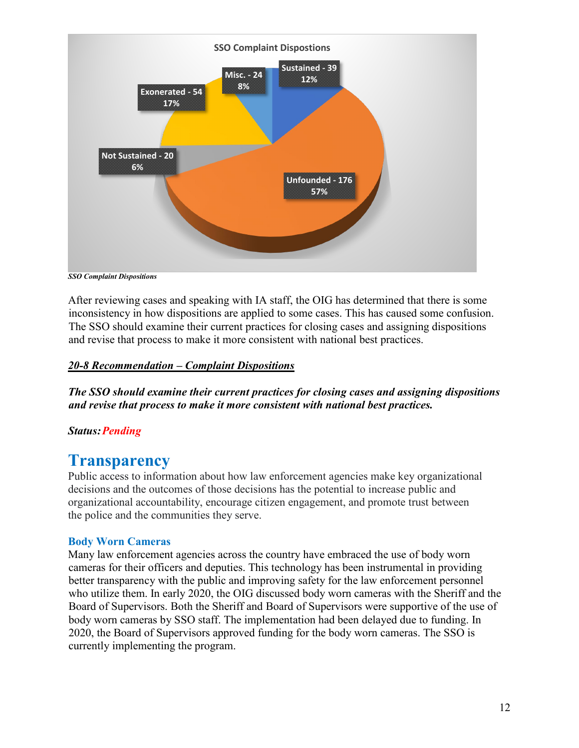SSO Complaint Dispostions

| Disposition | Count | Percent |
|---|---|---|
| Sustained | 39 | 12% |
| Unfounded | 176 | 57% |
| Not Sustained | 20 | 6% |
| Exonerated | 54 | 17% |
| Misc. | 24 | 8% |

***SSO Complaint Dispositions***

After reviewing cases and speaking with IA staff, the OIG has determined that there is some inconsistency in how dispositions are applied to some cases. This has caused some confusion. The SSO should examine their current practices for closing cases and assigning dispositions and revise that process to make it more consistent with national best practices.

***20-8 Recommendation – Complaint Dispositions***

***The SSO should examine their current practices for closing cases and assigning dispositions and revise that process to make it more consistent with national best practices.***

***Status:*** ***Pending***

## Transparency

Public access to information about how law enforcement agencies make key organizational decisions and the outcomes of those decisions has the potential to increase public and organizational accountability, encourage citizen engagement, and promote trust between the police and the communities they serve.

### Body Worn Cameras

Many law enforcement agencies across the country have embraced the use of body worn cameras for their officers and deputies. This technology has been instrumental in providing better transparency with the public and improving safety for the law enforcement personnel who utilize them. In early 2020, the OIG discussed body worn cameras with the Sheriff and the Board of Supervisors. Both the Sheriff and Board of Supervisors were supportive of the use of body worn cameras by SSO staff. The implementation had been delayed due to funding. In 2020, the Board of Supervisors approved funding for the body worn cameras. The SSO is currently implementing the program.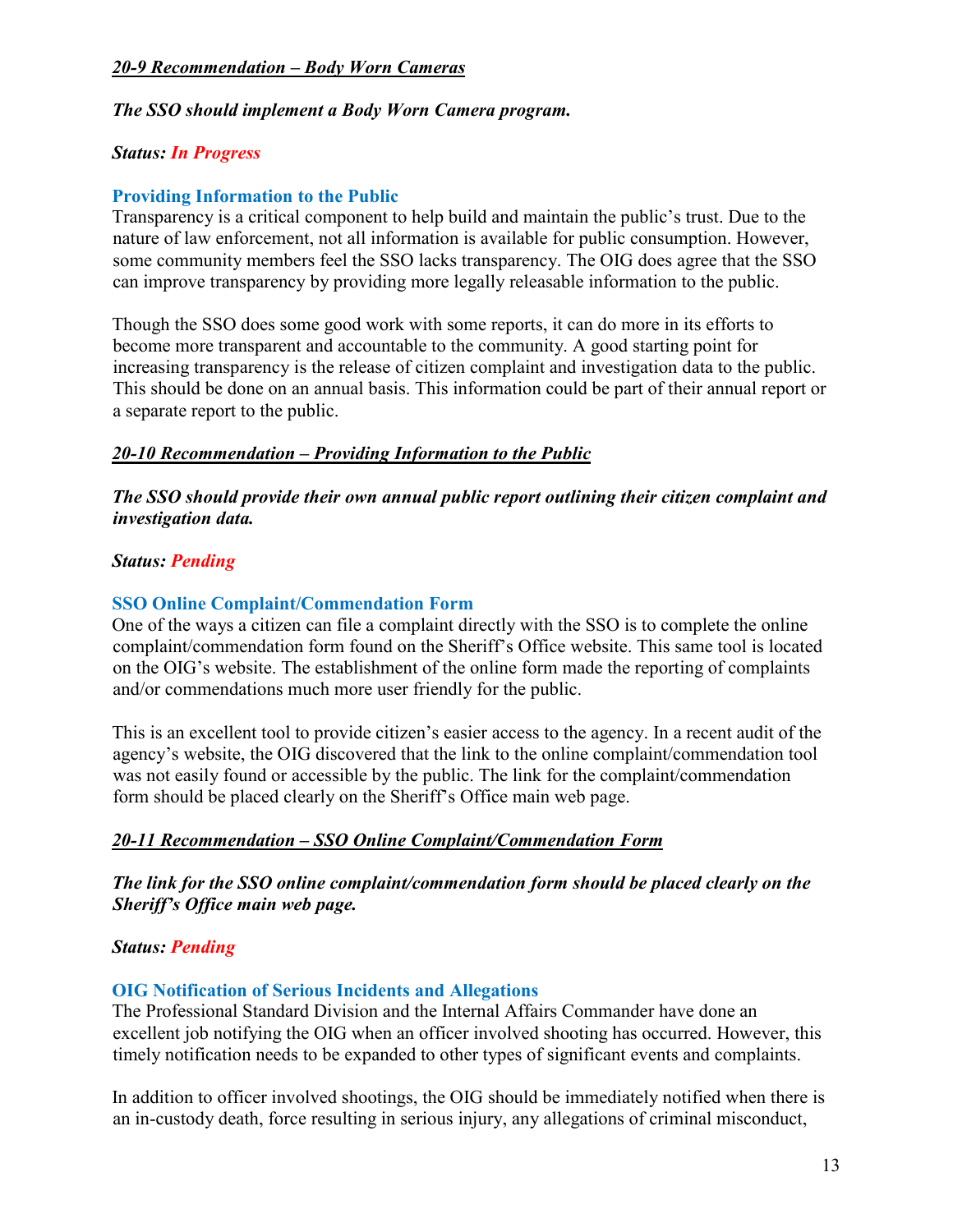***20-9 Recommendation – Body Worn Cameras***

***The SSO should implement a Body Worn Camera program.***

***Status: In Progress***

### Providing Information to the Public

Transparency is a critical component to help build and maintain the public's trust. Due to the nature of law enforcement, not all information is available for public consumption. However, some community members feel the SSO lacks transparency. The OIG does agree that the SSO can improve transparency by providing more legally releasable information to the public.

Though the SSO does some good work with some reports, it can do more in its efforts to become more transparent and accountable to the community. A good starting point for increasing transparency is the release of citizen complaint and investigation data to the public. This should be done on an annual basis. This information could be part of their annual report or a separate report to the public.

***20-10 Recommendation – Providing Information to the Public***

***The SSO should provide their own annual public report outlining their citizen complaint and investigation data.***

***Status: Pending***

### SSO Online Complaint/Commendation Form

One of the ways a citizen can file a complaint directly with the SSO is to complete the online complaint/commendation form found on the Sheriff's Office website. This same tool is located on the OIG's website. The establishment of the online form made the reporting of complaints and/or commendations much more user friendly for the public.

This is an excellent tool to provide citizen's easier access to the agency. In a recent audit of the agency's website, the OIG discovered that the link to the online complaint/commendation tool was not easily found or accessible by the public. The link for the complaint/commendation form should be placed clearly on the Sheriff's Office main web page.

***20-11 Recommendation – SSO Online Complaint/Commendation Form***

***The link for the SSO online complaint/commendation form should be placed clearly on the Sheriff's Office main web page.***

***Status: Pending***

### OIG Notification of Serious Incidents and Allegations

The Professional Standard Division and the Internal Affairs Commander have done an excellent job notifying the OIG when an officer involved shooting has occurred. However, this timely notification needs to be expanded to other types of significant events and complaints.

In addition to officer involved shootings, the OIG should be immediately notified when there is an in-custody death, force resulting in serious injury, any allegations of criminal misconduct,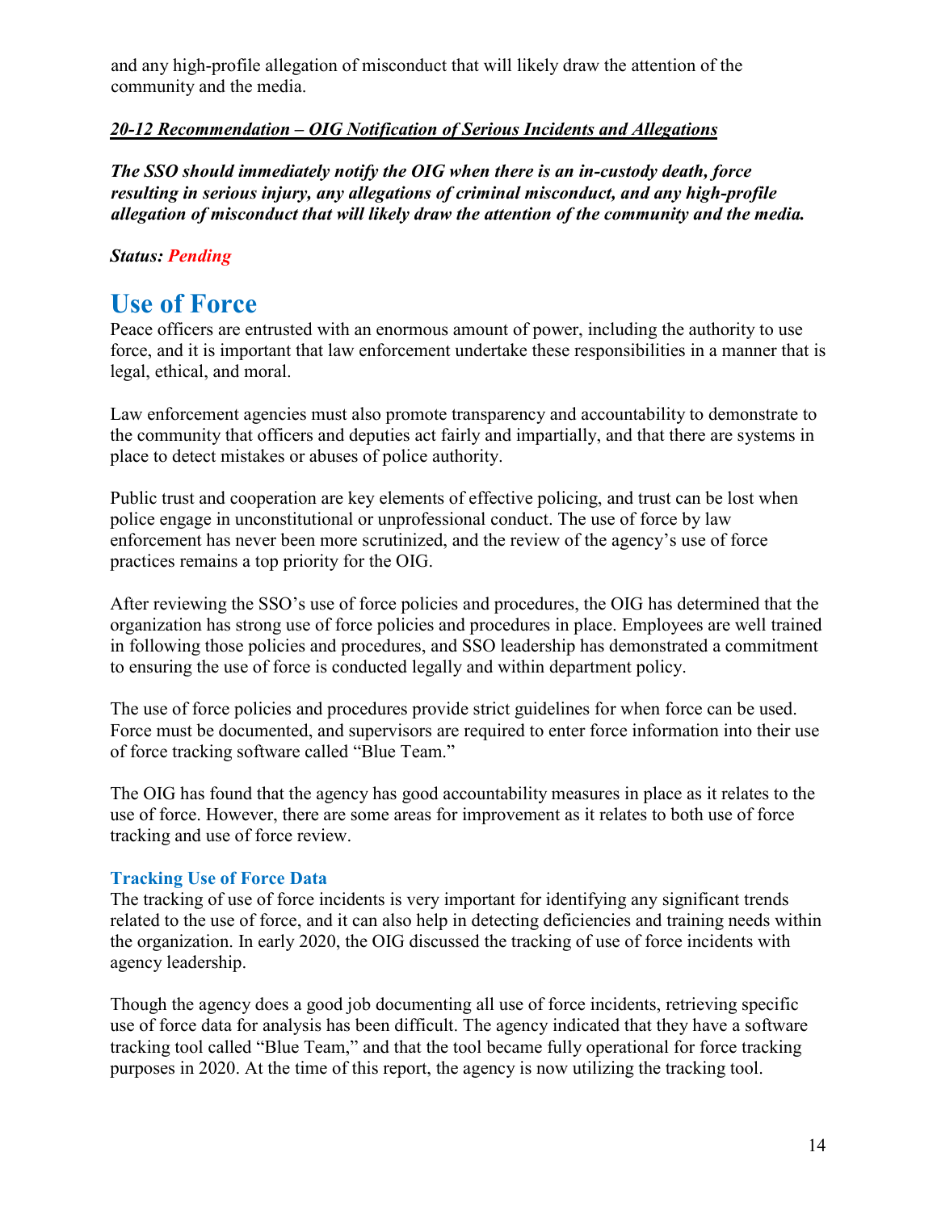and any high-profile allegation of misconduct that will likely draw the attention of the community and the media.

***20-12 Recommendation – OIG Notification of Serious Incidents and Allegations***

***The SSO should immediately notify the OIG when there is an in-custody death, force resulting in serious injury, any allegations of criminal misconduct, and any high-profile allegation of misconduct that will likely draw the attention of the community and the media.***

***Status: Pending***

# Use of Force

Peace officers are entrusted with an enormous amount of power, including the authority to use force, and it is important that law enforcement undertake these responsibilities in a manner that is legal, ethical, and moral.

Law enforcement agencies must also promote transparency and accountability to demonstrate to the community that officers and deputies act fairly and impartially, and that there are systems in place to detect mistakes or abuses of police authority.

Public trust and cooperation are key elements of effective policing, and trust can be lost when police engage in unconstitutional or unprofessional conduct. The use of force by law enforcement has never been more scrutinized, and the review of the agency's use of force practices remains a top priority for the OIG.

After reviewing the SSO's use of force policies and procedures, the OIG has determined that the organization has strong use of force policies and procedures in place. Employees are well trained in following those policies and procedures, and SSO leadership has demonstrated a commitment to ensuring the use of force is conducted legally and within department policy.

The use of force policies and procedures provide strict guidelines for when force can be used. Force must be documented, and supervisors are required to enter force information into their use of force tracking software called "Blue Team."

The OIG has found that the agency has good accountability measures in place as it relates to the use of force. However, there are some areas for improvement as it relates to both use of force tracking and use of force review.

## Tracking Use of Force Data

The tracking of use of force incidents is very important for identifying any significant trends related to the use of force, and it can also help in detecting deficiencies and training needs within the organization. In early 2020, the OIG discussed the tracking of use of force incidents with agency leadership.

Though the agency does a good job documenting all use of force incidents, retrieving specific use of force data for analysis has been difficult. The agency indicated that they have a software tracking tool called "Blue Team," and that the tool became fully operational for force tracking purposes in 2020. At the time of this report, the agency is now utilizing the tracking tool.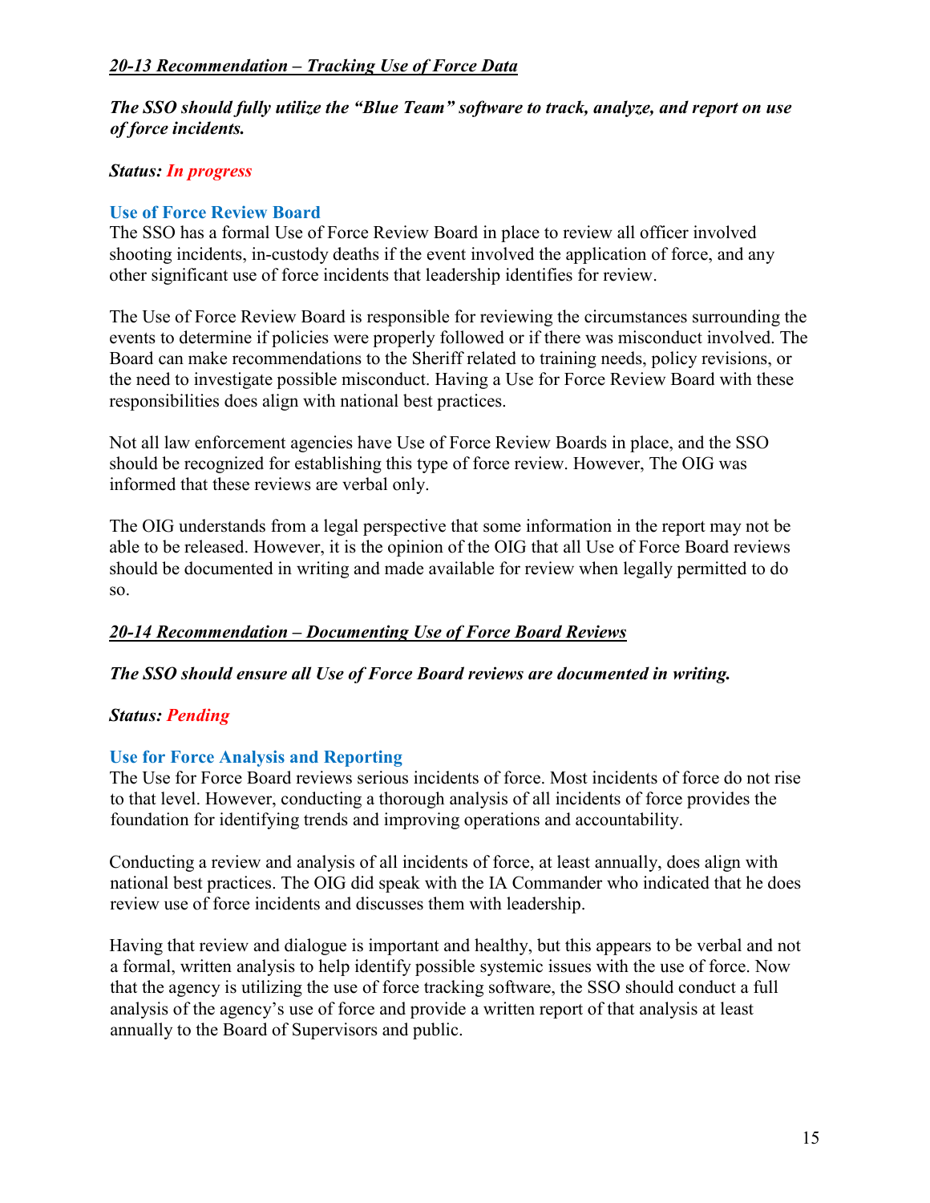***20-13 Recommendation – Tracking Use of Force Data***

***The SSO should fully utilize the "Blue Team" software to track, analyze, and report on use of force incidents.***

***Status: In progress***

### Use of Force Review Board

The SSO has a formal Use of Force Review Board in place to review all officer involved shooting incidents, in-custody deaths if the event involved the application of force, and any other significant use of force incidents that leadership identifies for review.

The Use of Force Review Board is responsible for reviewing the circumstances surrounding the events to determine if policies were properly followed or if there was misconduct involved. The Board can make recommendations to the Sheriff related to training needs, policy revisions, or the need to investigate possible misconduct. Having a Use for Force Review Board with these responsibilities does align with national best practices.

Not all law enforcement agencies have Use of Force Review Boards in place, and the SSO should be recognized for establishing this type of force review. However, The OIG was informed that these reviews are verbal only.

The OIG understands from a legal perspective that some information in the report may not be able to be released. However, it is the opinion of the OIG that all Use of Force Board reviews should be documented in writing and made available for review when legally permitted to do so.

***20-14 Recommendation – Documenting Use of Force Board Reviews***

***The SSO should ensure all Use of Force Board reviews are documented in writing.***

***Status: Pending***

### Use for Force Analysis and Reporting

The Use for Force Board reviews serious incidents of force. Most incidents of force do not rise to that level. However, conducting a thorough analysis of all incidents of force provides the foundation for identifying trends and improving operations and accountability.

Conducting a review and analysis of all incidents of force, at least annually, does align with national best practices. The OIG did speak with the IA Commander who indicated that he does review use of force incidents and discusses them with leadership.

Having that review and dialogue is important and healthy, but this appears to be verbal and not a formal, written analysis to help identify possible systemic issues with the use of force. Now that the agency is utilizing the use of force tracking software, the SSO should conduct a full analysis of the agency's use of force and provide a written report of that analysis at least annually to the Board of Supervisors and public.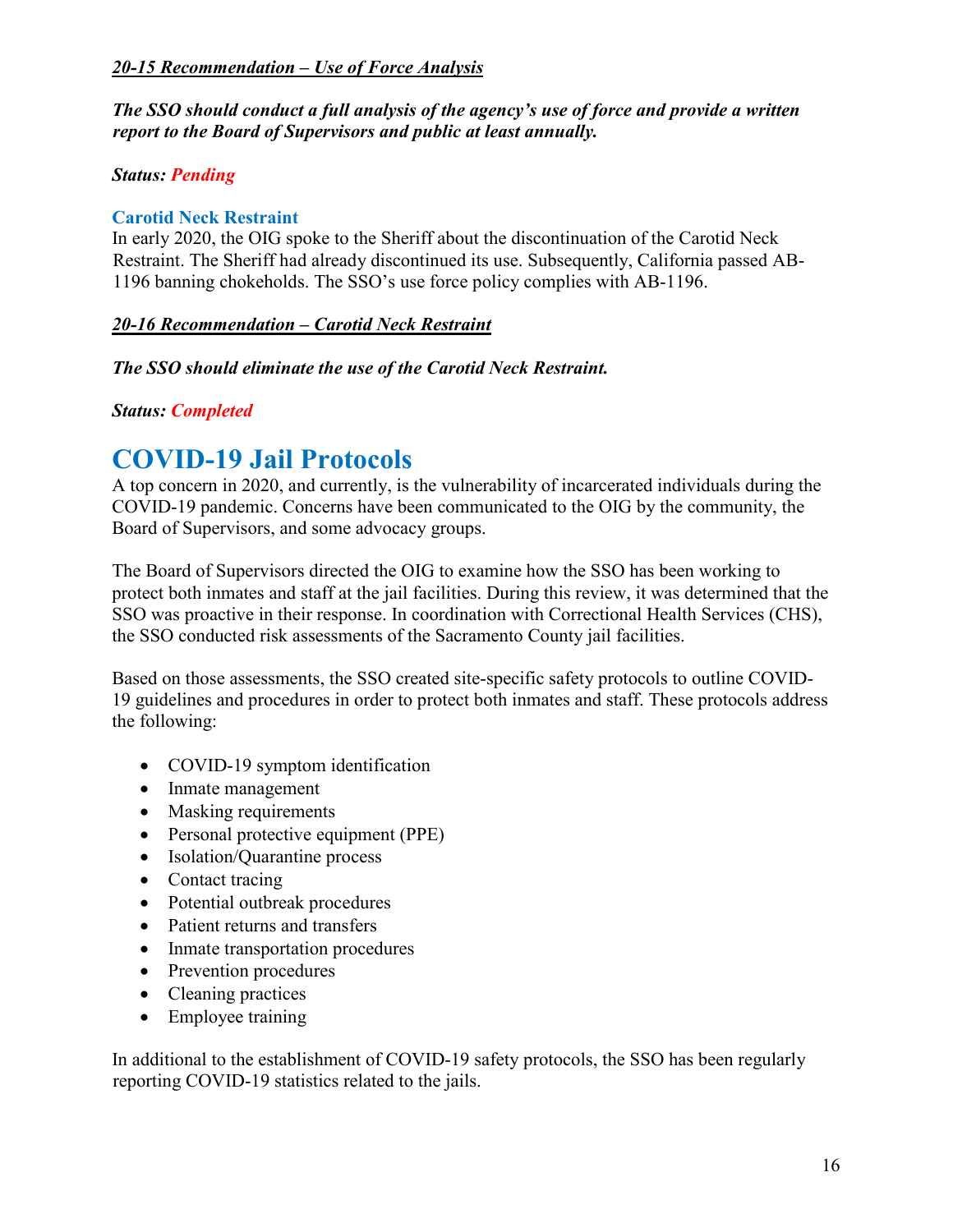***20-15 Recommendation – Use of Force Analysis***

***The SSO should conduct a full analysis of the agency's use of force and provide a written report to the Board of Supervisors and public at least annually.***

***Status: Pending***

### Carotid Neck Restraint

In early 2020, the OIG spoke to the Sheriff about the discontinuation of the Carotid Neck Restraint. The Sheriff had already discontinued its use. Subsequently, California passed AB-1196 banning chokeholds. The SSO's use force policy complies with AB-1196.

***20-16 Recommendation – Carotid Neck Restraint***

***The SSO should eliminate the use of the Carotid Neck Restraint.***

***Status: Completed***

## COVID-19 Jail Protocols

A top concern in 2020, and currently, is the vulnerability of incarcerated individuals during the COVID-19 pandemic. Concerns have been communicated to the OIG by the community, the Board of Supervisors, and some advocacy groups.

The Board of Supervisors directed the OIG to examine how the SSO has been working to protect both inmates and staff at the jail facilities. During this review, it was determined that the SSO was proactive in their response. In coordination with Correctional Health Services (CHS), the SSO conducted risk assessments of the Sacramento County jail facilities.

Based on those assessments, the SSO created site-specific safety protocols to outline COVID-19 guidelines and procedures in order to protect both inmates and staff. These protocols address the following:

- COVID-19 symptom identification
- Inmate management
- Masking requirements
- Personal protective equipment (PPE)
- Isolation/Quarantine process
- Contact tracing
- Potential outbreak procedures
- Patient returns and transfers
- Inmate transportation procedures
- Prevention procedures
- Cleaning practices
- Employee training

In additional to the establishment of COVID-19 safety protocols, the SSO has been regularly reporting COVID-19 statistics related to the jails.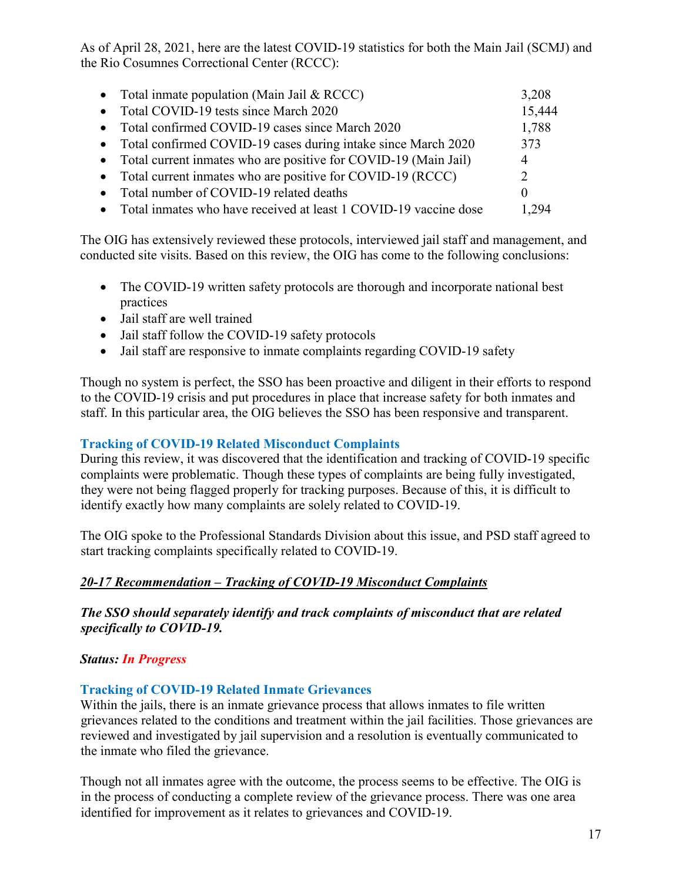As of April 28, 2021, here are the latest COVID-19 statistics for both the Main Jail (SCMJ) and the Rio Cosumnes Correctional Center (RCCC):

- Total inmate population (Main Jail & RCCC) 3,208
- Total COVID-19 tests since March 2020 15,444
- Total confirmed COVID-19 cases since March 2020 1,788
- Total confirmed COVID-19 cases during intake since March 2020 373
- Total current inmates who are positive for COVID-19 (Main Jail) 4
- Total current inmates who are positive for COVID-19 (RCCC) 2
- Total number of COVID-19 related deaths 0
- Total inmates who have received at least 1 COVID-19 vaccine dose 1,294

The OIG has extensively reviewed these protocols, interviewed jail staff and management, and conducted site visits. Based on this review, the OIG has come to the following conclusions:

- The COVID-19 written safety protocols are thorough and incorporate national best practices
- Jail staff are well trained
- Jail staff follow the COVID-19 safety protocols
- Jail staff are responsive to inmate complaints regarding COVID-19 safety

Though no system is perfect, the SSO has been proactive and diligent in their efforts to respond to the COVID-19 crisis and put procedures in place that increase safety for both inmates and staff. In this particular area, the OIG believes the SSO has been responsive and transparent.

### Tracking of COVID-19 Related Misconduct Complaints

During this review, it was discovered that the identification and tracking of COVID-19 specific complaints were problematic. Though these types of complaints are being fully investigated, they were not being flagged properly for tracking purposes. Because of this, it is difficult to identify exactly how many complaints are solely related to COVID-19.

The OIG spoke to the Professional Standards Division about this issue, and PSD staff agreed to start tracking complaints specifically related to COVID-19.

***20-17 Recommendation – Tracking of COVID-19 Misconduct Complaints***

***The SSO should separately identify and track complaints of misconduct that are related specifically to COVID-19.***

***Status: In Progress***

### Tracking of COVID-19 Related Inmate Grievances

Within the jails, there is an inmate grievance process that allows inmates to file written grievances related to the conditions and treatment within the jail facilities. Those grievances are reviewed and investigated by jail supervision and a resolution is eventually communicated to the inmate who filed the grievance.

Though not all inmates agree with the outcome, the process seems to be effective. The OIG is in the process of conducting a complete review of the grievance process. There was one area identified for improvement as it relates to grievances and COVID-19.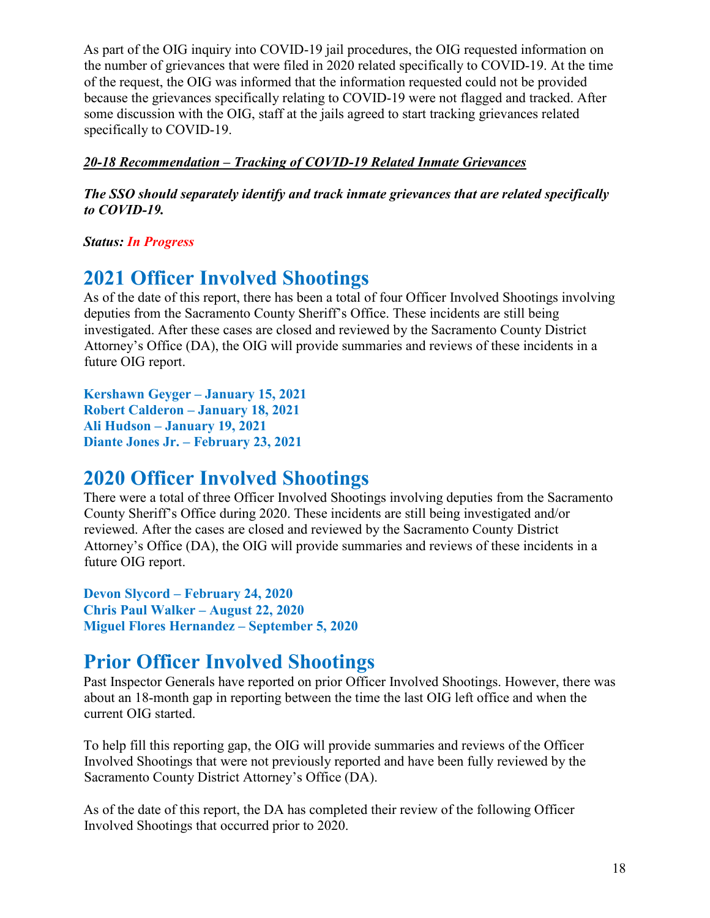As part of the OIG inquiry into COVID-19 jail procedures, the OIG requested information on the number of grievances that were filed in 2020 related specifically to COVID-19. At the time of the request, the OIG was informed that the information requested could not be provided because the grievances specifically relating to COVID-19 were not flagged and tracked. After some discussion with the OIG, staff at the jails agreed to start tracking grievances related specifically to COVID-19.

***20-18 Recommendation – Tracking of COVID-19 Related Inmate Grievances***

***The SSO should separately identify and track inmate grievances that are related specifically to COVID-19.***

***Status: In Progress***

# 2021 Officer Involved Shootings

As of the date of this report, there has been a total of four Officer Involved Shootings involving deputies from the Sacramento County Sheriff's Office. These incidents are still being investigated. After these cases are closed and reviewed by the Sacramento County District Attorney's Office (DA), the OIG will provide summaries and reviews of these incidents in a future OIG report.

**Kershawn Geyger – January 15, 2021**
**Robert Calderon – January 18, 2021**
**Ali Hudson – January 19, 2021**
**Diante Jones Jr. – February 23, 2021**

# 2020 Officer Involved Shootings

There were a total of three Officer Involved Shootings involving deputies from the Sacramento County Sheriff's Office during 2020. These incidents are still being investigated and/or reviewed. After the cases are closed and reviewed by the Sacramento County District Attorney's Office (DA), the OIG will provide summaries and reviews of these incidents in a future OIG report.

**Devon Slycord – February 24, 2020**
**Chris Paul Walker – August 22, 2020**
**Miguel Flores Hernandez – September 5, 2020**

# Prior Officer Involved Shootings

Past Inspector Generals have reported on prior Officer Involved Shootings. However, there was about an 18-month gap in reporting between the time the last OIG left office and when the current OIG started.

To help fill this reporting gap, the OIG will provide summaries and reviews of the Officer Involved Shootings that were not previously reported and have been fully reviewed by the Sacramento County District Attorney's Office (DA).

As of the date of this report, the DA has completed their review of the following Officer Involved Shootings that occurred prior to 2020.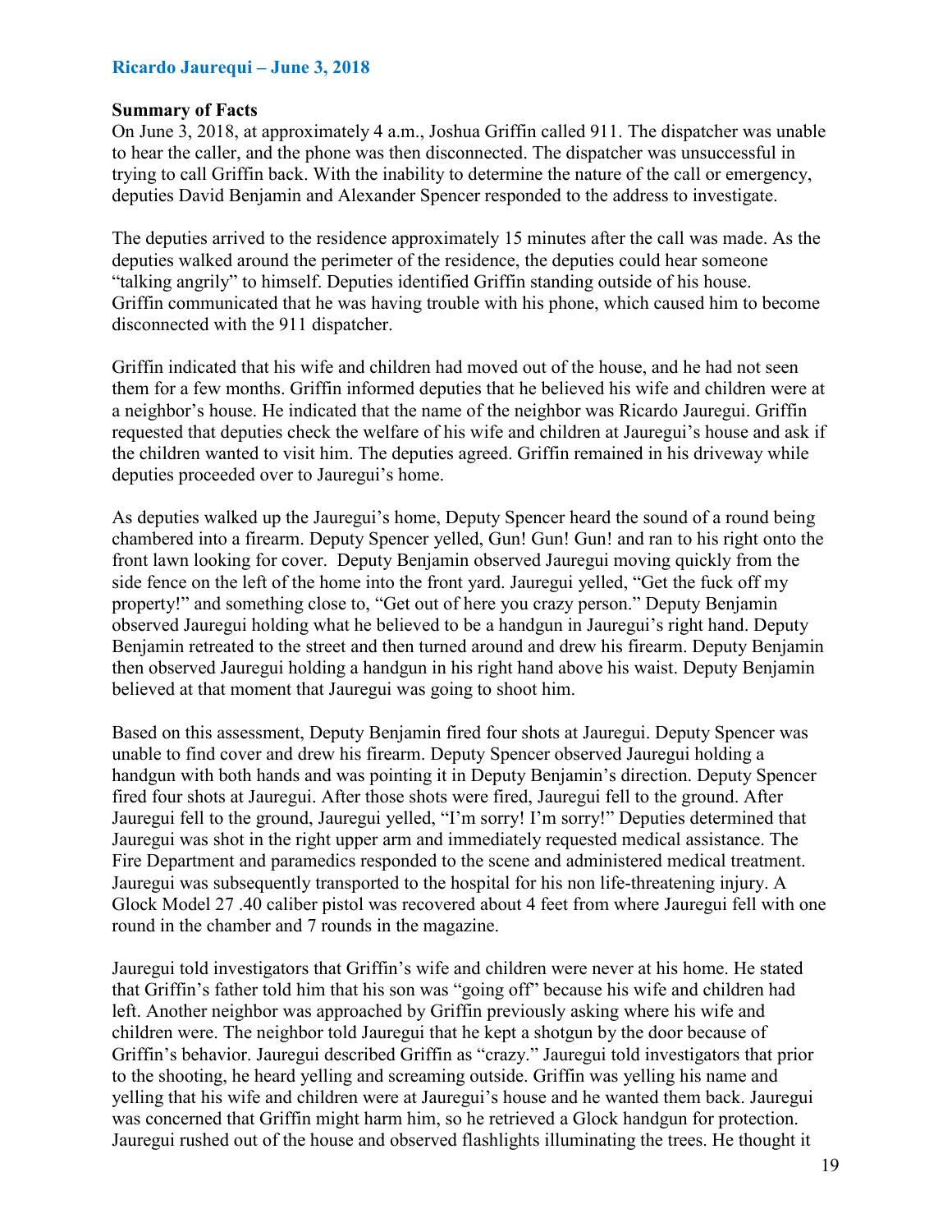**Ricardo Jaurequi – June 3, 2018**

**Summary of Facts**

On June 3, 2018, at approximately 4 a.m., Joshua Griffin called 911. The dispatcher was unable to hear the caller, and the phone was then disconnected. The dispatcher was unsuccessful in trying to call Griffin back. With the inability to determine the nature of the call or emergency, deputies David Benjamin and Alexander Spencer responded to the address to investigate.

The deputies arrived to the residence approximately 15 minutes after the call was made. As the deputies walked around the perimeter of the residence, the deputies could hear someone "talking angrily" to himself. Deputies identified Griffin standing outside of his house. Griffin communicated that he was having trouble with his phone, which caused him to become disconnected with the 911 dispatcher.

Griffin indicated that his wife and children had moved out of the house, and he had not seen them for a few months. Griffin informed deputies that he believed his wife and children were at a neighbor's house. He indicated that the name of the neighbor was Ricardo Jauregui. Griffin requested that deputies check the welfare of his wife and children at Jauregui's house and ask if the children wanted to visit him. The deputies agreed. Griffin remained in his driveway while deputies proceeded over to Jauregui's home.

As deputies walked up the Jauregui's home, Deputy Spencer heard the sound of a round being chambered into a firearm. Deputy Spencer yelled, Gun! Gun! Gun! and ran to his right onto the front lawn looking for cover. Deputy Benjamin observed Jauregui moving quickly from the side fence on the left of the home into the front yard. Jauregui yelled, "Get the fuck off my property!" and something close to, "Get out of here you crazy person." Deputy Benjamin observed Jauregui holding what he believed to be a handgun in Jauregui's right hand. Deputy Benjamin retreated to the street and then turned around and drew his firearm. Deputy Benjamin then observed Jauregui holding a handgun in his right hand above his waist. Deputy Benjamin believed at that moment that Jauregui was going to shoot him.

Based on this assessment, Deputy Benjamin fired four shots at Jauregui. Deputy Spencer was unable to find cover and drew his firearm. Deputy Spencer observed Jauregui holding a handgun with both hands and was pointing it in Deputy Benjamin's direction. Deputy Spencer fired four shots at Jauregui. After those shots were fired, Jauregui fell to the ground. After Jauregui fell to the ground, Jauregui yelled, "I'm sorry! I'm sorry!" Deputies determined that Jauregui was shot in the right upper arm and immediately requested medical assistance. The Fire Department and paramedics responded to the scene and administered medical treatment. Jauregui was subsequently transported to the hospital for his non life-threatening injury. A Glock Model 27 .40 caliber pistol was recovered about 4 feet from where Jauregui fell with one round in the chamber and 7 rounds in the magazine.

Jauregui told investigators that Griffin's wife and children were never at his home. He stated that Griffin's father told him that his son was "going off" because his wife and children had left. Another neighbor was approached by Griffin previously asking where his wife and children were. The neighbor told Jauregui that he kept a shotgun by the door because of Griffin's behavior. Jauregui described Griffin as "crazy." Jauregui told investigators that prior to the shooting, he heard yelling and screaming outside. Griffin was yelling his name and yelling that his wife and children were at Jauregui's house and he wanted them back. Jauregui was concerned that Griffin might harm him, so he retrieved a Glock handgun for protection. Jauregui rushed out of the house and observed flashlights illuminating the trees. He thought it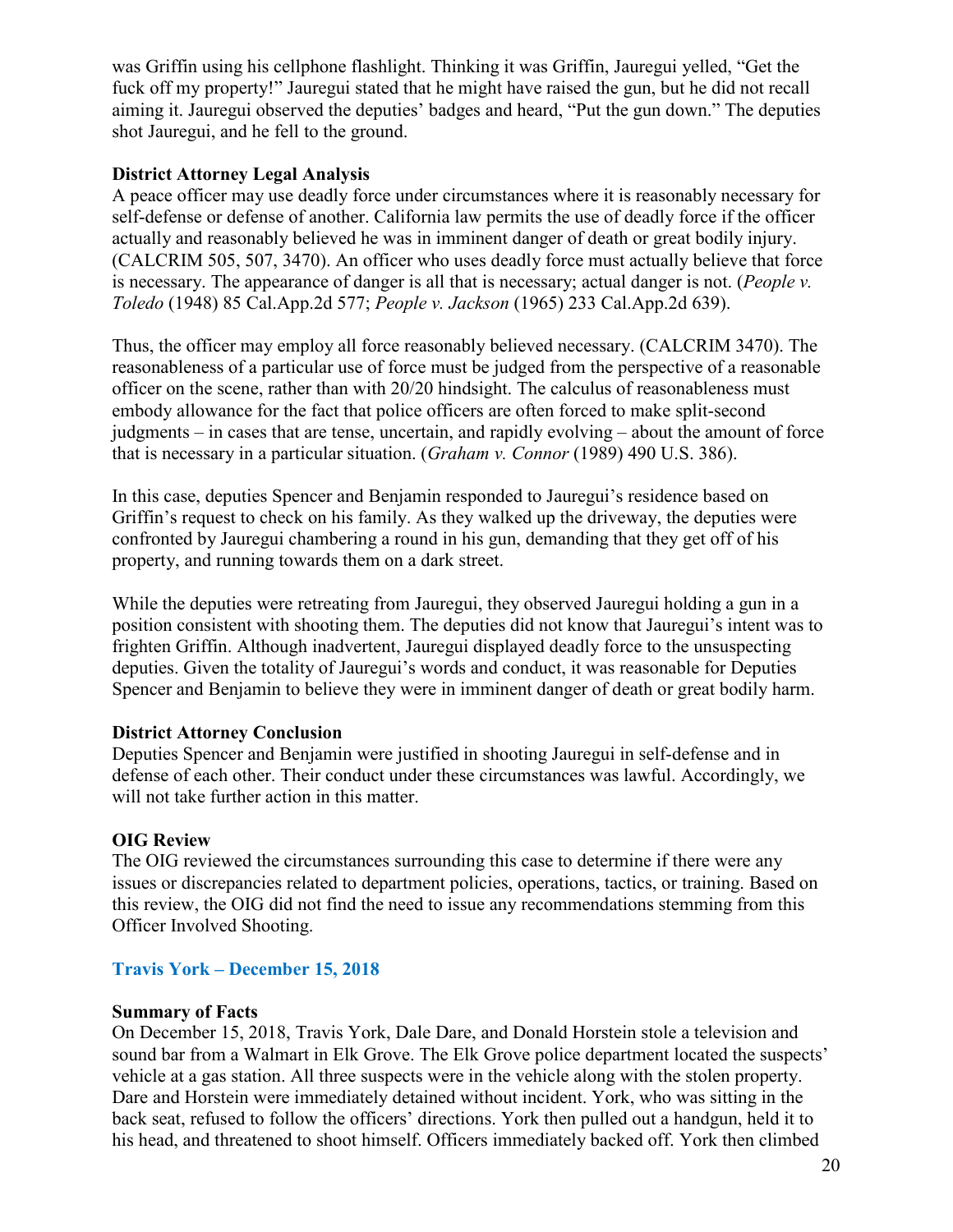was Griffin using his cellphone flashlight. Thinking it was Griffin, Jauregui yelled, "Get the fuck off my property!" Jauregui stated that he might have raised the gun, but he did not recall aiming it. Jauregui observed the deputies' badges and heard, "Put the gun down." The deputies shot Jauregui, and he fell to the ground.

**District Attorney Legal Analysis**

A peace officer may use deadly force under circumstances where it is reasonably necessary for self-defense or defense of another. California law permits the use of deadly force if the officer actually and reasonably believed he was in imminent danger of death or great bodily injury. (CALCRIM 505, 507, 3470). An officer who uses deadly force must actually believe that force is necessary. The appearance of danger is all that is necessary; actual danger is not. (*People v. Toledo* (1948) 85 Cal.App.2d 577; *People v. Jackson* (1965) 233 Cal.App.2d 639).

Thus, the officer may employ all force reasonably believed necessary. (CALCRIM 3470). The reasonableness of a particular use of force must be judged from the perspective of a reasonable officer on the scene, rather than with 20/20 hindsight. The calculus of reasonableness must embody allowance for the fact that police officers are often forced to make split-second judgments – in cases that are tense, uncertain, and rapidly evolving – about the amount of force that is necessary in a particular situation. (*Graham v. Connor* (1989) 490 U.S. 386).

In this case, deputies Spencer and Benjamin responded to Jauregui's residence based on Griffin's request to check on his family. As they walked up the driveway, the deputies were confronted by Jauregui chambering a round in his gun, demanding that they get off of his property, and running towards them on a dark street.

While the deputies were retreating from Jauregui, they observed Jauregui holding a gun in a position consistent with shooting them. The deputies did not know that Jauregui's intent was to frighten Griffin. Although inadvertent, Jauregui displayed deadly force to the unsuspecting deputies. Given the totality of Jauregui's words and conduct, it was reasonable for Deputies Spencer and Benjamin to believe they were in imminent danger of death or great bodily harm.

**District Attorney Conclusion**

Deputies Spencer and Benjamin were justified in shooting Jauregui in self-defense and in defense of each other. Their conduct under these circumstances was lawful. Accordingly, we will not take further action in this matter.

**OIG Review**

The OIG reviewed the circumstances surrounding this case to determine if there were any issues or discrepancies related to department policies, operations, tactics, or training. Based on this review, the OIG did not find the need to issue any recommendations stemming from this Officer Involved Shooting.

### Travis York – December 15, 2018

**Summary of Facts**

On December 15, 2018, Travis York, Dale Dare, and Donald Horstein stole a television and sound bar from a Walmart in Elk Grove. The Elk Grove police department located the suspects' vehicle at a gas station. All three suspects were in the vehicle along with the stolen property. Dare and Horstein were immediately detained without incident. York, who was sitting in the back seat, refused to follow the officers' directions. York then pulled out a handgun, held it to his head, and threatened to shoot himself. Officers immediately backed off. York then climbed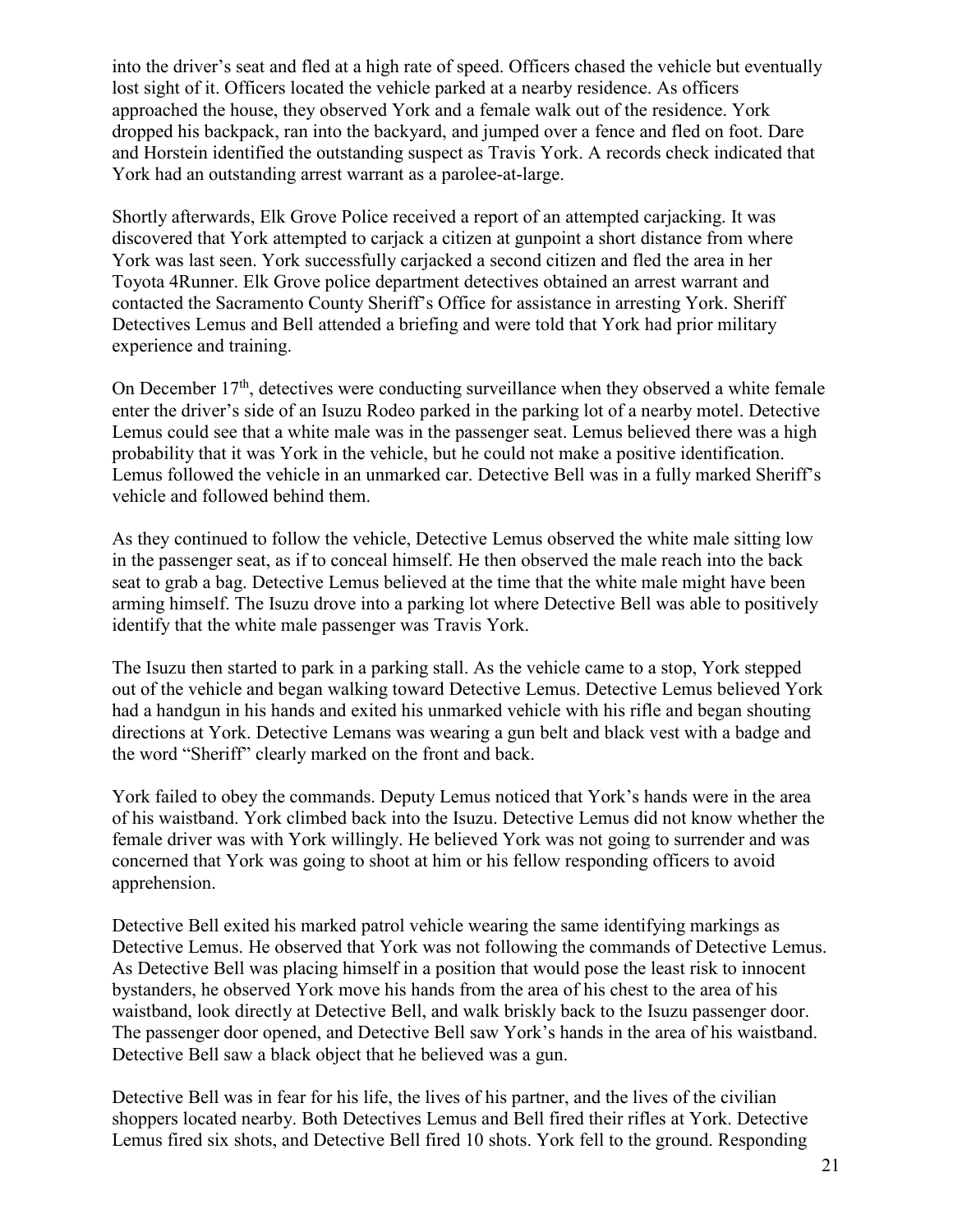into the driver's seat and fled at a high rate of speed. Officers chased the vehicle but eventually lost sight of it. Officers located the vehicle parked at a nearby residence. As officers approached the house, they observed York and a female walk out of the residence. York dropped his backpack, ran into the backyard, and jumped over a fence and fled on foot. Dare and Horstein identified the outstanding suspect as Travis York. A records check indicated that York had an outstanding arrest warrant as a parolee-at-large.

Shortly afterwards, Elk Grove Police received a report of an attempted carjacking. It was discovered that York attempted to carjack a citizen at gunpoint a short distance from where York was last seen. York successfully carjacked a second citizen and fled the area in her Toyota 4Runner. Elk Grove police department detectives obtained an arrest warrant and contacted the Sacramento County Sheriff's Office for assistance in arresting York. Sheriff Detectives Lemus and Bell attended a briefing and were told that York had prior military experience and training.

On December 17th, detectives were conducting surveillance when they observed a white female enter the driver's side of an Isuzu Rodeo parked in the parking lot of a nearby motel. Detective Lemus could see that a white male was in the passenger seat. Lemus believed there was a high probability that it was York in the vehicle, but he could not make a positive identification. Lemus followed the vehicle in an unmarked car. Detective Bell was in a fully marked Sheriff's vehicle and followed behind them.

As they continued to follow the vehicle, Detective Lemus observed the white male sitting low in the passenger seat, as if to conceal himself. He then observed the male reach into the back seat to grab a bag. Detective Lemus believed at the time that the white male might have been arming himself. The Isuzu drove into a parking lot where Detective Bell was able to positively identify that the white male passenger was Travis York.

The Isuzu then started to park in a parking stall. As the vehicle came to a stop, York stepped out of the vehicle and began walking toward Detective Lemus. Detective Lemus believed York had a handgun in his hands and exited his unmarked vehicle with his rifle and began shouting directions at York. Detective Lemans was wearing a gun belt and black vest with a badge and the word "Sheriff" clearly marked on the front and back.

York failed to obey the commands. Deputy Lemus noticed that York's hands were in the area of his waistband. York climbed back into the Isuzu. Detective Lemus did not know whether the female driver was with York willingly. He believed York was not going to surrender and was concerned that York was going to shoot at him or his fellow responding officers to avoid apprehension.

Detective Bell exited his marked patrol vehicle wearing the same identifying markings as Detective Lemus. He observed that York was not following the commands of Detective Lemus. As Detective Bell was placing himself in a position that would pose the least risk to innocent bystanders, he observed York move his hands from the area of his chest to the area of his waistband, look directly at Detective Bell, and walk briskly back to the Isuzu passenger door. The passenger door opened, and Detective Bell saw York's hands in the area of his waistband. Detective Bell saw a black object that he believed was a gun.

Detective Bell was in fear for his life, the lives of his partner, and the lives of the civilian shoppers located nearby. Both Detectives Lemus and Bell fired their rifles at York. Detective Lemus fired six shots, and Detective Bell fired 10 shots. York fell to the ground. Responding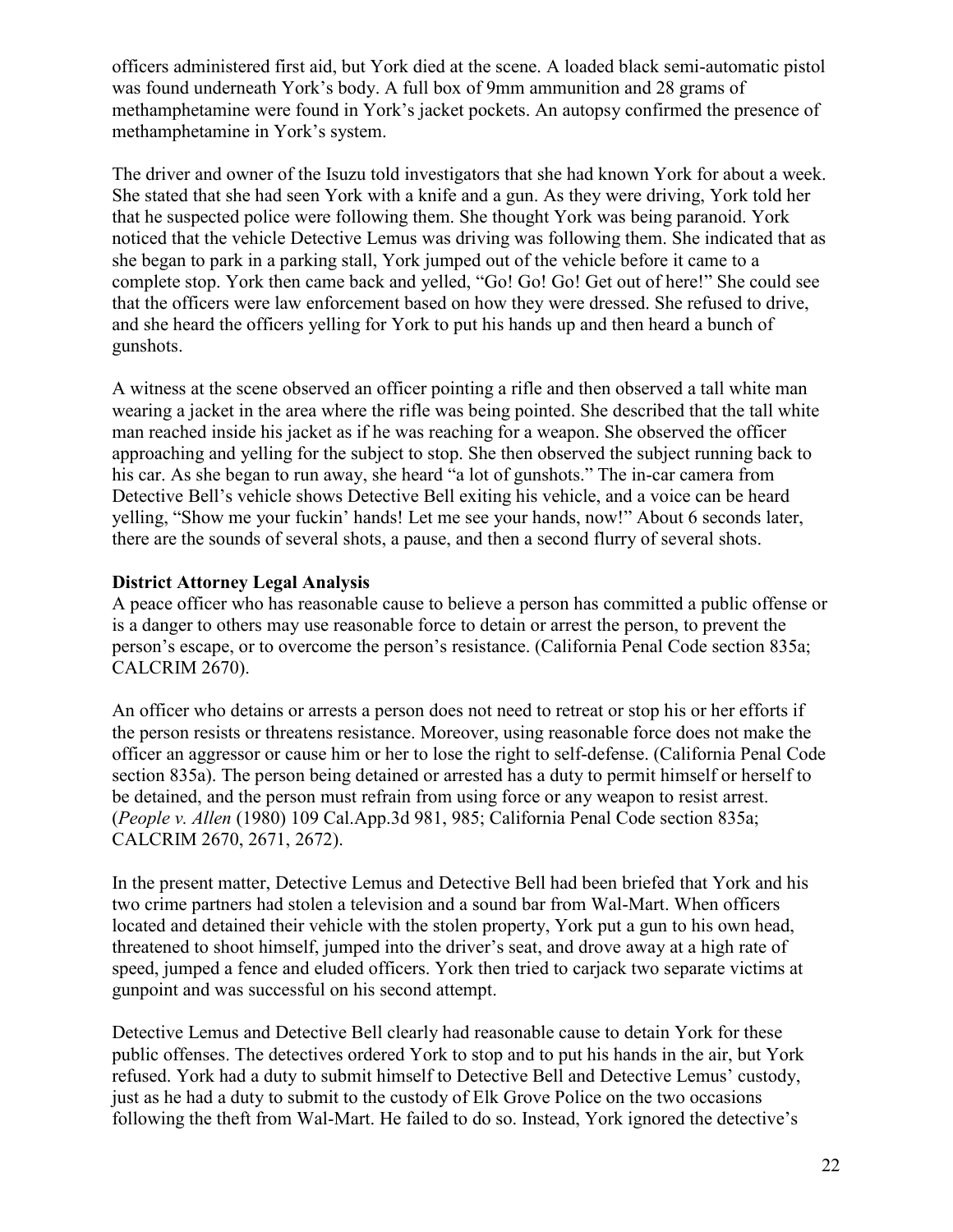officers administered first aid, but York died at the scene. A loaded black semi-automatic pistol was found underneath York's body. A full box of 9mm ammunition and 28 grams of methamphetamine were found in York's jacket pockets. An autopsy confirmed the presence of methamphetamine in York's system.

The driver and owner of the Isuzu told investigators that she had known York for about a week. She stated that she had seen York with a knife and a gun. As they were driving, York told her that he suspected police were following them. She thought York was being paranoid. York noticed that the vehicle Detective Lemus was driving was following them. She indicated that as she began to park in a parking stall, York jumped out of the vehicle before it came to a complete stop. York then came back and yelled, "Go! Go! Go! Get out of here!" She could see that the officers were law enforcement based on how they were dressed. She refused to drive, and she heard the officers yelling for York to put his hands up and then heard a bunch of gunshots.

A witness at the scene observed an officer pointing a rifle and then observed a tall white man wearing a jacket in the area where the rifle was being pointed. She described that the tall white man reached inside his jacket as if he was reaching for a weapon. She observed the officer approaching and yelling for the subject to stop. She then observed the subject running back to his car. As she began to run away, she heard "a lot of gunshots." The in-car camera from Detective Bell's vehicle shows Detective Bell exiting his vehicle, and a voice can be heard yelling, "Show me your fuckin' hands! Let me see your hands, now!" About 6 seconds later, there are the sounds of several shots, a pause, and then a second flurry of several shots.

**District Attorney Legal Analysis**

A peace officer who has reasonable cause to believe a person has committed a public offense or is a danger to others may use reasonable force to detain or arrest the person, to prevent the person's escape, or to overcome the person's resistance. (California Penal Code section 835a; CALCRIM 2670).

An officer who detains or arrests a person does not need to retreat or stop his or her efforts if the person resists or threatens resistance. Moreover, using reasonable force does not make the officer an aggressor or cause him or her to lose the right to self-defense. (California Penal Code section 835a). The person being detained or arrested has a duty to permit himself or herself to be detained, and the person must refrain from using force or any weapon to resist arrest. (*People v. Allen* (1980) 109 Cal.App.3d 981, 985; California Penal Code section 835a; CALCRIM 2670, 2671, 2672).

In the present matter, Detective Lemus and Detective Bell had been briefed that York and his two crime partners had stolen a television and a sound bar from Wal-Mart. When officers located and detained their vehicle with the stolen property, York put a gun to his own head, threatened to shoot himself, jumped into the driver's seat, and drove away at a high rate of speed, jumped a fence and eluded officers. York then tried to carjack two separate victims at gunpoint and was successful on his second attempt.

Detective Lemus and Detective Bell clearly had reasonable cause to detain York for these public offenses. The detectives ordered York to stop and to put his hands in the air, but York refused. York had a duty to submit himself to Detective Bell and Detective Lemus' custody, just as he had a duty to submit to the custody of Elk Grove Police on the two occasions following the theft from Wal-Mart. He failed to do so. Instead, York ignored the detective's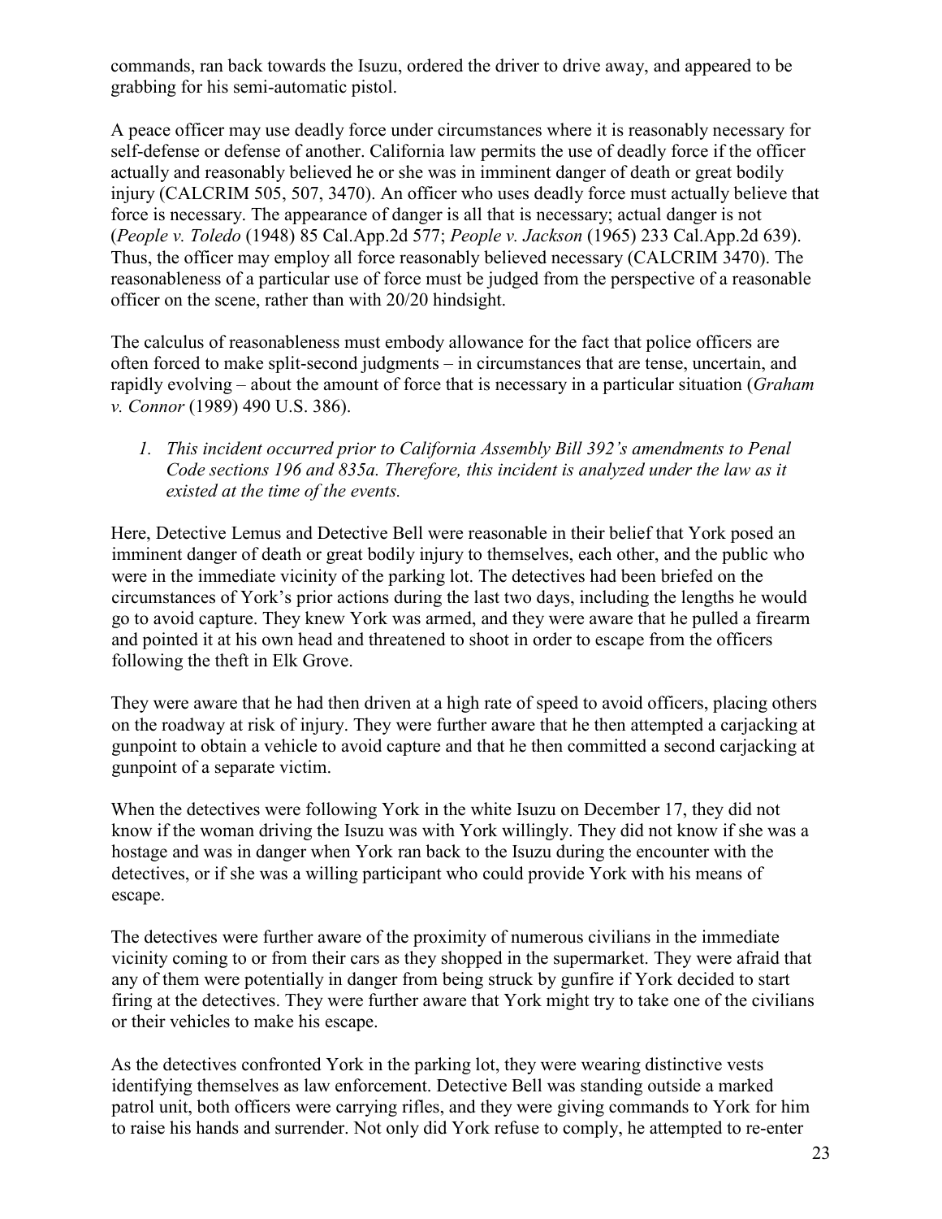commands, ran back towards the Isuzu, ordered the driver to drive away, and appeared to be grabbing for his semi-automatic pistol.

A peace officer may use deadly force under circumstances where it is reasonably necessary for self-defense or defense of another. California law permits the use of deadly force if the officer actually and reasonably believed he or she was in imminent danger of death or great bodily injury (CALCRIM 505, 507, 3470). An officer who uses deadly force must actually believe that force is necessary. The appearance of danger is all that is necessary; actual danger is not (*People v. Toledo* (1948) 85 Cal.App.2d 577; *People v. Jackson* (1965) 233 Cal.App.2d 639). Thus, the officer may employ all force reasonably believed necessary (CALCRIM 3470). The reasonableness of a particular use of force must be judged from the perspective of a reasonable officer on the scene, rather than with 20/20 hindsight.

The calculus of reasonableness must embody allowance for the fact that police officers are often forced to make split-second judgments – in circumstances that are tense, uncertain, and rapidly evolving – about the amount of force that is necessary in a particular situation (*Graham v. Connor* (1989) 490 U.S. 386).

1. *This incident occurred prior to California Assembly Bill 392's amendments to Penal Code sections 196 and 835a. Therefore, this incident is analyzed under the law as it existed at the time of the events.*

Here, Detective Lemus and Detective Bell were reasonable in their belief that York posed an imminent danger of death or great bodily injury to themselves, each other, and the public who were in the immediate vicinity of the parking lot. The detectives had been briefed on the circumstances of York's prior actions during the last two days, including the lengths he would go to avoid capture. They knew York was armed, and they were aware that he pulled a firearm and pointed it at his own head and threatened to shoot in order to escape from the officers following the theft in Elk Grove.

They were aware that he had then driven at a high rate of speed to avoid officers, placing others on the roadway at risk of injury. They were further aware that he then attempted a carjacking at gunpoint to obtain a vehicle to avoid capture and that he then committed a second carjacking at gunpoint of a separate victim.

When the detectives were following York in the white Isuzu on December 17, they did not know if the woman driving the Isuzu was with York willingly. They did not know if she was a hostage and was in danger when York ran back to the Isuzu during the encounter with the detectives, or if she was a willing participant who could provide York with his means of escape.

The detectives were further aware of the proximity of numerous civilians in the immediate vicinity coming to or from their cars as they shopped in the supermarket. They were afraid that any of them were potentially in danger from being struck by gunfire if York decided to start firing at the detectives. They were further aware that York might try to take one of the civilians or their vehicles to make his escape.

As the detectives confronted York in the parking lot, they were wearing distinctive vests identifying themselves as law enforcement. Detective Bell was standing outside a marked patrol unit, both officers were carrying rifles, and they were giving commands to York for him to raise his hands and surrender. Not only did York refuse to comply, he attempted to re-enter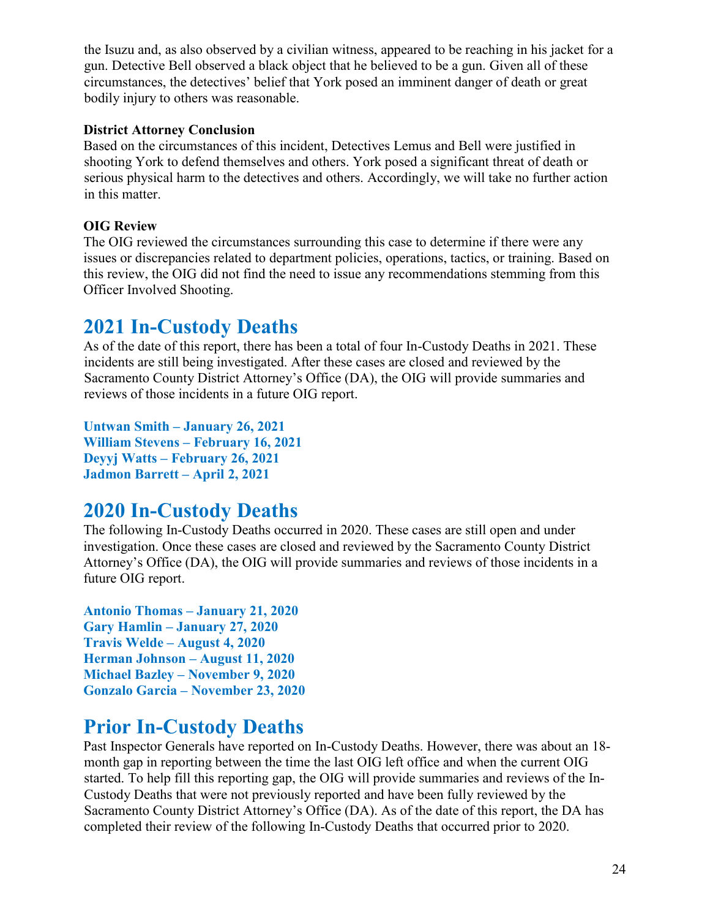the Isuzu and, as also observed by a civilian witness, appeared to be reaching in his jacket for a gun. Detective Bell observed a black object that he believed to be a gun. Given all of these circumstances, the detectives' belief that York posed an imminent danger of death or great bodily injury to others was reasonable.

**District Attorney Conclusion**

Based on the circumstances of this incident, Detectives Lemus and Bell were justified in shooting York to defend themselves and others. York posed a significant threat of death or serious physical harm to the detectives and others. Accordingly, we will take no further action in this matter.

**OIG Review**

The OIG reviewed the circumstances surrounding this case to determine if there were any issues or discrepancies related to department policies, operations, tactics, or training. Based on this review, the OIG did not find the need to issue any recommendations stemming from this Officer Involved Shooting.

# 2021 In-Custody Deaths

As of the date of this report, there has been a total of four In-Custody Deaths in 2021. These incidents are still being investigated. After these cases are closed and reviewed by the Sacramento County District Attorney's Office (DA), the OIG will provide summaries and reviews of those incidents in a future OIG report.

**Untwan Smith – January 26, 2021**
**William Stevens – February 16, 2021**
**Deyyj Watts – February 26, 2021**
**Jadmon Barrett – April 2, 2021**

# 2020 In-Custody Deaths

The following In-Custody Deaths occurred in 2020. These cases are still open and under investigation. Once these cases are closed and reviewed by the Sacramento County District Attorney's Office (DA), the OIG will provide summaries and reviews of those incidents in a future OIG report.

**Antonio Thomas – January 21, 2020**
**Gary Hamlin – January 27, 2020**
**Travis Welde – August 4, 2020**
**Herman Johnson – August 11, 2020**
**Michael Bazley – November 9, 2020**
**Gonzalo Garcia – November 23, 2020**

# Prior In-Custody Deaths

Past Inspector Generals have reported on In-Custody Deaths. However, there was about an 18-month gap in reporting between the time the last OIG left office and when the current OIG started. To help fill this reporting gap, the OIG will provide summaries and reviews of the In-Custody Deaths that were not previously reported and have been fully reviewed by the Sacramento County District Attorney's Office (DA). As of the date of this report, the DA has completed their review of the following In-Custody Deaths that occurred prior to 2020.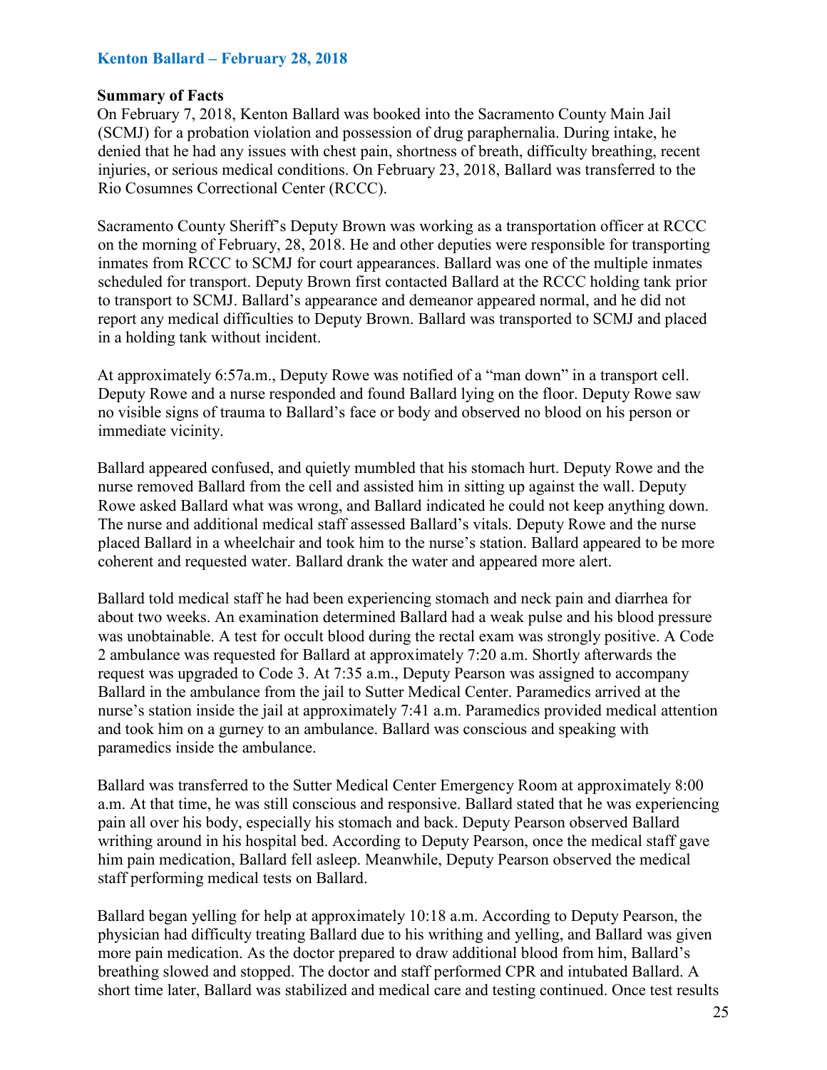## Kenton Ballard – February 28, 2018

### Summary of Facts

On February 7, 2018, Kenton Ballard was booked into the Sacramento County Main Jail (SCMJ) for a probation violation and possession of drug paraphernalia. During intake, he denied that he had any issues with chest pain, shortness of breath, difficulty breathing, recent injuries, or serious medical conditions. On February 23, 2018, Ballard was transferred to the Rio Cosumnes Correctional Center (RCCC).

Sacramento County Sheriff's Deputy Brown was working as a transportation officer at RCCC on the morning of February, 28, 2018. He and other deputies were responsible for transporting inmates from RCCC to SCMJ for court appearances. Ballard was one of the multiple inmates scheduled for transport. Deputy Brown first contacted Ballard at the RCCC holding tank prior to transport to SCMJ. Ballard's appearance and demeanor appeared normal, and he did not report any medical difficulties to Deputy Brown. Ballard was transported to SCMJ and placed in a holding tank without incident.

At approximately 6:57a.m., Deputy Rowe was notified of a "man down" in a transport cell. Deputy Rowe and a nurse responded and found Ballard lying on the floor. Deputy Rowe saw no visible signs of trauma to Ballard's face or body and observed no blood on his person or immediate vicinity.

Ballard appeared confused, and quietly mumbled that his stomach hurt. Deputy Rowe and the nurse removed Ballard from the cell and assisted him in sitting up against the wall. Deputy Rowe asked Ballard what was wrong, and Ballard indicated he could not keep anything down. The nurse and additional medical staff assessed Ballard's vitals. Deputy Rowe and the nurse placed Ballard in a wheelchair and took him to the nurse's station. Ballard appeared to be more coherent and requested water. Ballard drank the water and appeared more alert.

Ballard told medical staff he had been experiencing stomach and neck pain and diarrhea for about two weeks. An examination determined Ballard had a weak pulse and his blood pressure was unobtainable. A test for occult blood during the rectal exam was strongly positive. A Code 2 ambulance was requested for Ballard at approximately 7:20 a.m. Shortly afterwards the request was upgraded to Code 3. At 7:35 a.m., Deputy Pearson was assigned to accompany Ballard in the ambulance from the jail to Sutter Medical Center. Paramedics arrived at the nurse's station inside the jail at approximately 7:41 a.m. Paramedics provided medical attention and took him on a gurney to an ambulance. Ballard was conscious and speaking with paramedics inside the ambulance.

Ballard was transferred to the Sutter Medical Center Emergency Room at approximately 8:00 a.m. At that time, he was still conscious and responsive. Ballard stated that he was experiencing pain all over his body, especially his stomach and back. Deputy Pearson observed Ballard writhing around in his hospital bed. According to Deputy Pearson, once the medical staff gave him pain medication, Ballard fell asleep. Meanwhile, Deputy Pearson observed the medical staff performing medical tests on Ballard.

Ballard began yelling for help at approximately 10:18 a.m. According to Deputy Pearson, the physician had difficulty treating Ballard due to his writhing and yelling, and Ballard was given more pain medication. As the doctor prepared to draw additional blood from him, Ballard's breathing slowed and stopped. The doctor and staff performed CPR and intubated Ballard. A short time later, Ballard was stabilized and medical care and testing continued. Once test results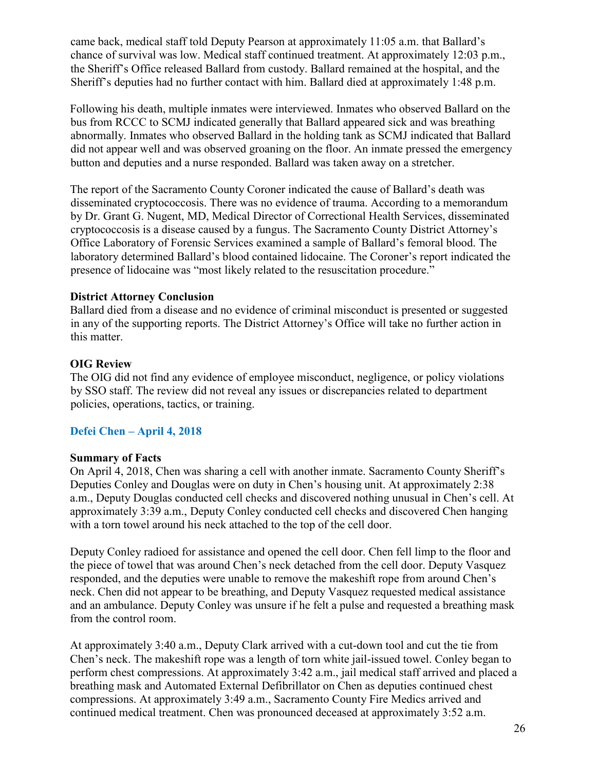came back, medical staff told Deputy Pearson at approximately 11:05 a.m. that Ballard's chance of survival was low. Medical staff continued treatment. At approximately 12:03 p.m., the Sheriff's Office released Ballard from custody. Ballard remained at the hospital, and the Sheriff's deputies had no further contact with him. Ballard died at approximately 1:48 p.m.

Following his death, multiple inmates were interviewed. Inmates who observed Ballard on the bus from RCCC to SCMJ indicated generally that Ballard appeared sick and was breathing abnormally. Inmates who observed Ballard in the holding tank as SCMJ indicated that Ballard did not appear well and was observed groaning on the floor. An inmate pressed the emergency button and deputies and a nurse responded. Ballard was taken away on a stretcher.

The report of the Sacramento County Coroner indicated the cause of Ballard's death was disseminated cryptococcosis. There was no evidence of trauma. According to a memorandum by Dr. Grant G. Nugent, MD, Medical Director of Correctional Health Services, disseminated cryptococcosis is a disease caused by a fungus. The Sacramento County District Attorney's Office Laboratory of Forensic Services examined a sample of Ballard's femoral blood. The laboratory determined Ballard's blood contained lidocaine. The Coroner's report indicated the presence of lidocaine was "most likely related to the resuscitation procedure."

**District Attorney Conclusion**

Ballard died from a disease and no evidence of criminal misconduct is presented or suggested in any of the supporting reports. The District Attorney's Office will take no further action in this matter.

**OIG Review**

The OIG did not find any evidence of employee misconduct, negligence, or policy violations by SSO staff. The review did not reveal any issues or discrepancies related to department policies, operations, tactics, or training.

## Defei Chen – April 4, 2018

**Summary of Facts**

On April 4, 2018, Chen was sharing a cell with another inmate. Sacramento County Sheriff's Deputies Conley and Douglas were on duty in Chen's housing unit. At approximately 2:38 a.m., Deputy Douglas conducted cell checks and discovered nothing unusual in Chen's cell. At approximately 3:39 a.m., Deputy Conley conducted cell checks and discovered Chen hanging with a torn towel around his neck attached to the top of the cell door.

Deputy Conley radioed for assistance and opened the cell door. Chen fell limp to the floor and the piece of towel that was around Chen's neck detached from the cell door. Deputy Vasquez responded, and the deputies were unable to remove the makeshift rope from around Chen's neck. Chen did not appear to be breathing, and Deputy Vasquez requested medical assistance and an ambulance. Deputy Conley was unsure if he felt a pulse and requested a breathing mask from the control room.

At approximately 3:40 a.m., Deputy Clark arrived with a cut-down tool and cut the tie from Chen's neck. The makeshift rope was a length of torn white jail-issued towel. Conley began to perform chest compressions. At approximately 3:42 a.m., jail medical staff arrived and placed a breathing mask and Automated External Defibrillator on Chen as deputies continued chest compressions. At approximately 3:49 a.m., Sacramento County Fire Medics arrived and continued medical treatment. Chen was pronounced deceased at approximately 3:52 a.m.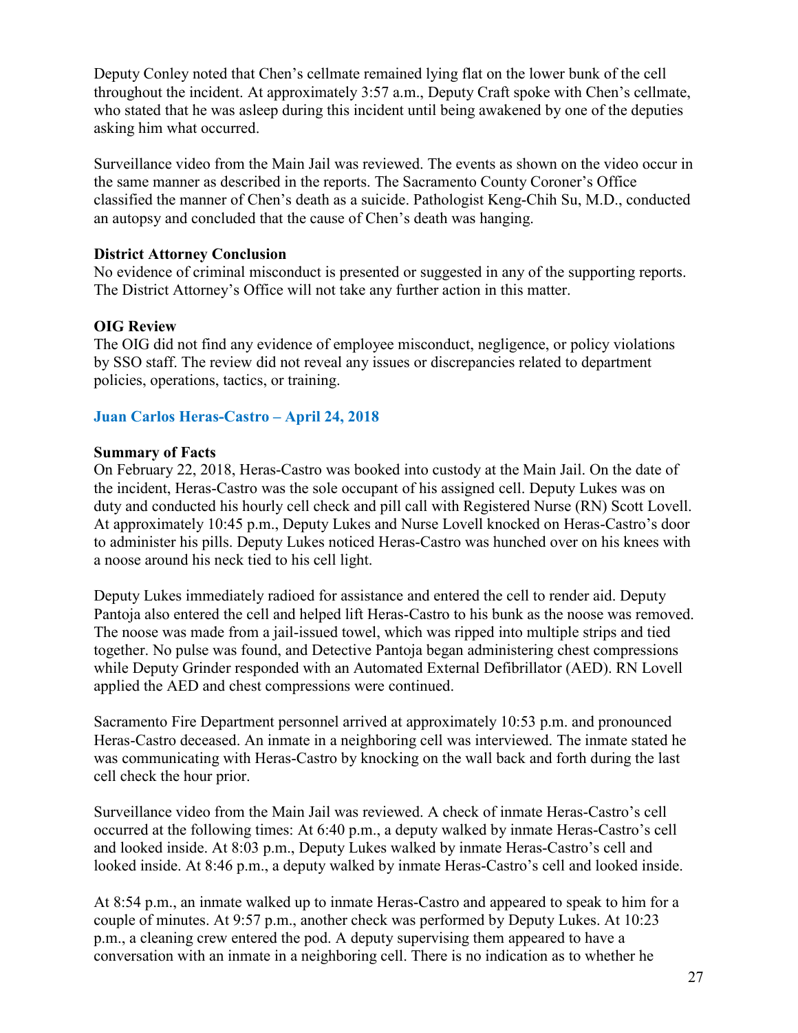Deputy Conley noted that Chen's cellmate remained lying flat on the lower bunk of the cell throughout the incident. At approximately 3:57 a.m., Deputy Craft spoke with Chen's cellmate, who stated that he was asleep during this incident until being awakened by one of the deputies asking him what occurred.

Surveillance video from the Main Jail was reviewed. The events as shown on the video occur in the same manner as described in the reports. The Sacramento County Coroner's Office classified the manner of Chen's death as a suicide. Pathologist Keng-Chih Su, M.D., conducted an autopsy and concluded that the cause of Chen's death was hanging.

**District Attorney Conclusion**
No evidence of criminal misconduct is presented or suggested in any of the supporting reports. The District Attorney's Office will not take any further action in this matter.

**OIG Review**
The OIG did not find any evidence of employee misconduct, negligence, or policy violations by SSO staff. The review did not reveal any issues or discrepancies related to department policies, operations, tactics, or training.

### Juan Carlos Heras-Castro – April 24, 2018

**Summary of Facts**
On February 22, 2018, Heras-Castro was booked into custody at the Main Jail. On the date of the incident, Heras-Castro was the sole occupant of his assigned cell. Deputy Lukes was on duty and conducted his hourly cell check and pill call with Registered Nurse (RN) Scott Lovell. At approximately 10:45 p.m., Deputy Lukes and Nurse Lovell knocked on Heras-Castro's door to administer his pills. Deputy Lukes noticed Heras-Castro was hunched over on his knees with a noose around his neck tied to his cell light.

Deputy Lukes immediately radioed for assistance and entered the cell to render aid. Deputy Pantoja also entered the cell and helped lift Heras-Castro to his bunk as the noose was removed. The noose was made from a jail-issued towel, which was ripped into multiple strips and tied together. No pulse was found, and Detective Pantoja began administering chest compressions while Deputy Grinder responded with an Automated External Defibrillator (AED). RN Lovell applied the AED and chest compressions were continued.

Sacramento Fire Department personnel arrived at approximately 10:53 p.m. and pronounced Heras-Castro deceased. An inmate in a neighboring cell was interviewed. The inmate stated he was communicating with Heras-Castro by knocking on the wall back and forth during the last cell check the hour prior.

Surveillance video from the Main Jail was reviewed. A check of inmate Heras-Castro's cell occurred at the following times: At 6:40 p.m., a deputy walked by inmate Heras-Castro's cell and looked inside. At 8:03 p.m., Deputy Lukes walked by inmate Heras-Castro's cell and looked inside. At 8:46 p.m., a deputy walked by inmate Heras-Castro's cell and looked inside.

At 8:54 p.m., an inmate walked up to inmate Heras-Castro and appeared to speak to him for a couple of minutes. At 9:57 p.m., another check was performed by Deputy Lukes. At 10:23 p.m., a cleaning crew entered the pod. A deputy supervising them appeared to have a conversation with an inmate in a neighboring cell. There is no indication as to whether he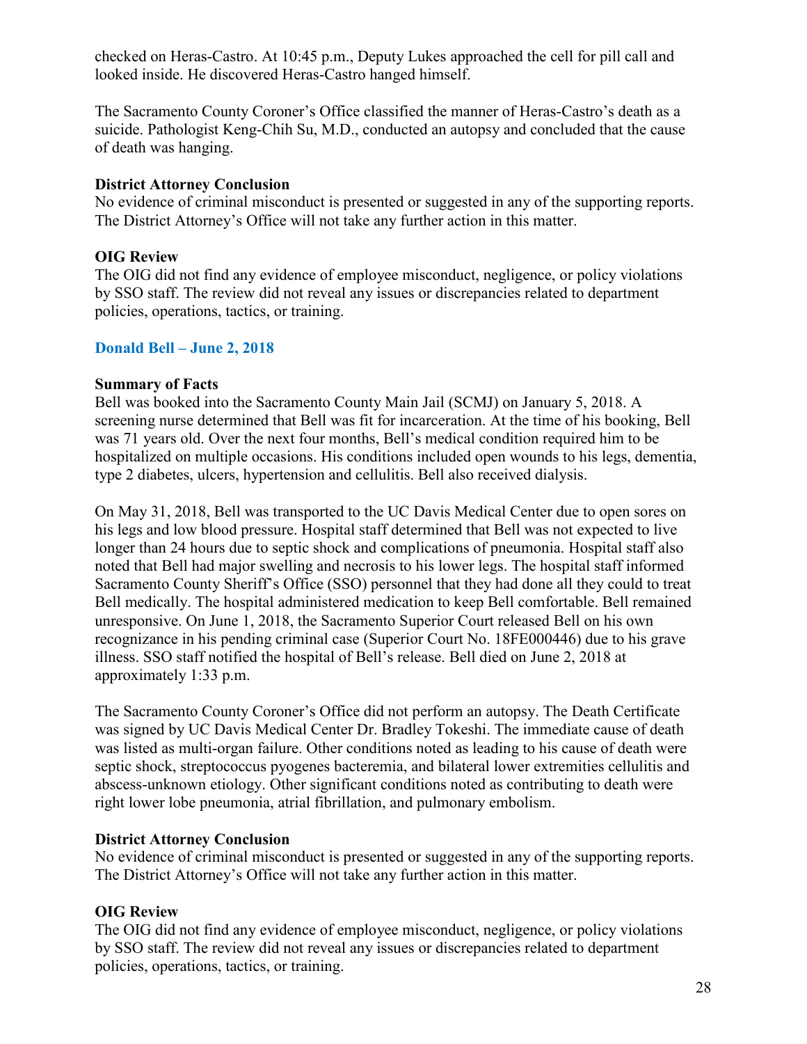checked on Heras-Castro. At 10:45 p.m., Deputy Lukes approached the cell for pill call and looked inside. He discovered Heras-Castro hanged himself.

The Sacramento County Coroner's Office classified the manner of Heras-Castro's death as a suicide. Pathologist Keng-Chih Su, M.D., conducted an autopsy and concluded that the cause of death was hanging.

**District Attorney Conclusion**
No evidence of criminal misconduct is presented or suggested in any of the supporting reports. The District Attorney's Office will not take any further action in this matter.

**OIG Review**
The OIG did not find any evidence of employee misconduct, negligence, or policy violations by SSO staff. The review did not reveal any issues or discrepancies related to department policies, operations, tactics, or training.

### Donald Bell – June 2, 2018

**Summary of Facts**
Bell was booked into the Sacramento County Main Jail (SCMJ) on January 5, 2018. A screening nurse determined that Bell was fit for incarceration. At the time of his booking, Bell was 71 years old. Over the next four months, Bell's medical condition required him to be hospitalized on multiple occasions. His conditions included open wounds to his legs, dementia, type 2 diabetes, ulcers, hypertension and cellulitis. Bell also received dialysis.

On May 31, 2018, Bell was transported to the UC Davis Medical Center due to open sores on his legs and low blood pressure. Hospital staff determined that Bell was not expected to live longer than 24 hours due to septic shock and complications of pneumonia. Hospital staff also noted that Bell had major swelling and necrosis to his lower legs. The hospital staff informed Sacramento County Sheriff's Office (SSO) personnel that they had done all they could to treat Bell medically. The hospital administered medication to keep Bell comfortable. Bell remained unresponsive. On June 1, 2018, the Sacramento Superior Court released Bell on his own recognizance in his pending criminal case (Superior Court No. 18FE000446) due to his grave illness. SSO staff notified the hospital of Bell's release. Bell died on June 2, 2018 at approximately 1:33 p.m.

The Sacramento County Coroner's Office did not perform an autopsy. The Death Certificate was signed by UC Davis Medical Center Dr. Bradley Tokeshi. The immediate cause of death was listed as multi-organ failure. Other conditions noted as leading to his cause of death were septic shock, streptococcus pyogenes bacteremia, and bilateral lower extremities cellulitis and abscess-unknown etiology. Other significant conditions noted as contributing to death were right lower lobe pneumonia, atrial fibrillation, and pulmonary embolism.

**District Attorney Conclusion**
No evidence of criminal misconduct is presented or suggested in any of the supporting reports. The District Attorney's Office will not take any further action in this matter.

**OIG Review**
The OIG did not find any evidence of employee misconduct, negligence, or policy violations by SSO staff. The review did not reveal any issues or discrepancies related to department policies, operations, tactics, or training.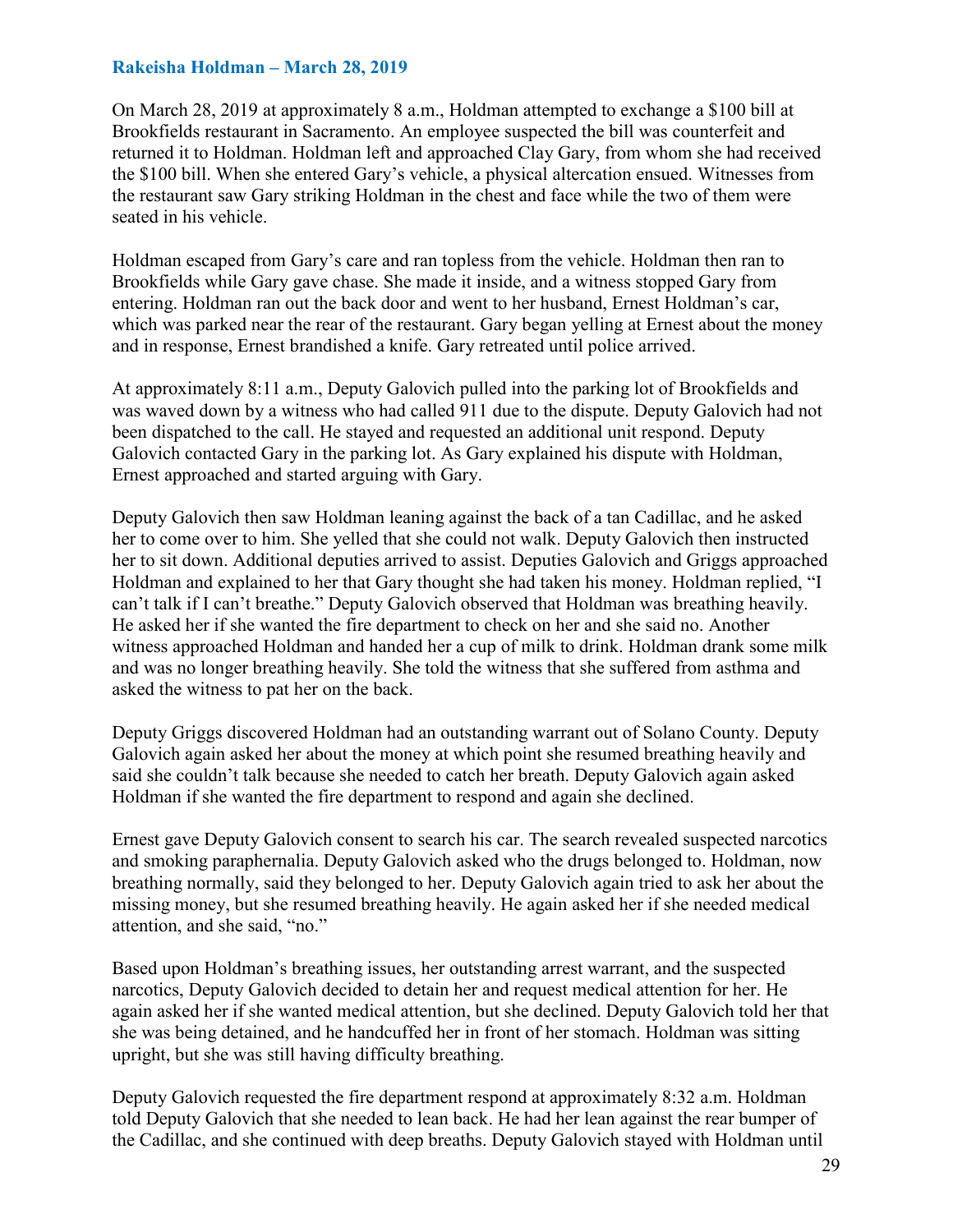### Rakeisha Holdman – March 28, 2019

On March 28, 2019 at approximately 8 a.m., Holdman attempted to exchange a $100 bill at Brookfields restaurant in Sacramento. An employee suspected the bill was counterfeit and returned it to Holdman. Holdman left and approached Clay Gary, from whom she had received the $100 bill. When she entered Gary's vehicle, a physical altercation ensued. Witnesses from the restaurant saw Gary striking Holdman in the chest and face while the two of them were seated in his vehicle.

Holdman escaped from Gary's care and ran topless from the vehicle. Holdman then ran to Brookfields while Gary gave chase. She made it inside, and a witness stopped Gary from entering. Holdman ran out the back door and went to her husband, Ernest Holdman's car, which was parked near the rear of the restaurant. Gary began yelling at Ernest about the money and in response, Ernest brandished a knife. Gary retreated until police arrived.

At approximately 8:11 a.m., Deputy Galovich pulled into the parking lot of Brookfields and was waved down by a witness who had called 911 due to the dispute. Deputy Galovich had not been dispatched to the call. He stayed and requested an additional unit respond. Deputy Galovich contacted Gary in the parking lot. As Gary explained his dispute with Holdman, Ernest approached and started arguing with Gary.

Deputy Galovich then saw Holdman leaning against the back of a tan Cadillac, and he asked her to come over to him. She yelled that she could not walk. Deputy Galovich then instructed her to sit down. Additional deputies arrived to assist. Deputies Galovich and Griggs approached Holdman and explained to her that Gary thought she had taken his money. Holdman replied, "I can't talk if I can't breathe." Deputy Galovich observed that Holdman was breathing heavily. He asked her if she wanted the fire department to check on her and she said no. Another witness approached Holdman and handed her a cup of milk to drink. Holdman drank some milk and was no longer breathing heavily. She told the witness that she suffered from asthma and asked the witness to pat her on the back.

Deputy Griggs discovered Holdman had an outstanding warrant out of Solano County. Deputy Galovich again asked her about the money at which point she resumed breathing heavily and said she couldn't talk because she needed to catch her breath. Deputy Galovich again asked Holdman if she wanted the fire department to respond and again she declined.

Ernest gave Deputy Galovich consent to search his car. The search revealed suspected narcotics and smoking paraphernalia. Deputy Galovich asked who the drugs belonged to. Holdman, now breathing normally, said they belonged to her. Deputy Galovich again tried to ask her about the missing money, but she resumed breathing heavily. He again asked her if she needed medical attention, and she said, "no."

Based upon Holdman's breathing issues, her outstanding arrest warrant, and the suspected narcotics, Deputy Galovich decided to detain her and request medical attention for her. He again asked her if she wanted medical attention, but she declined. Deputy Galovich told her that she was being detained, and he handcuffed her in front of her stomach. Holdman was sitting upright, but she was still having difficulty breathing.

Deputy Galovich requested the fire department respond at approximately 8:32 a.m. Holdman told Deputy Galovich that she needed to lean back. He had her lean against the rear bumper of the Cadillac, and she continued with deep breaths. Deputy Galovich stayed with Holdman until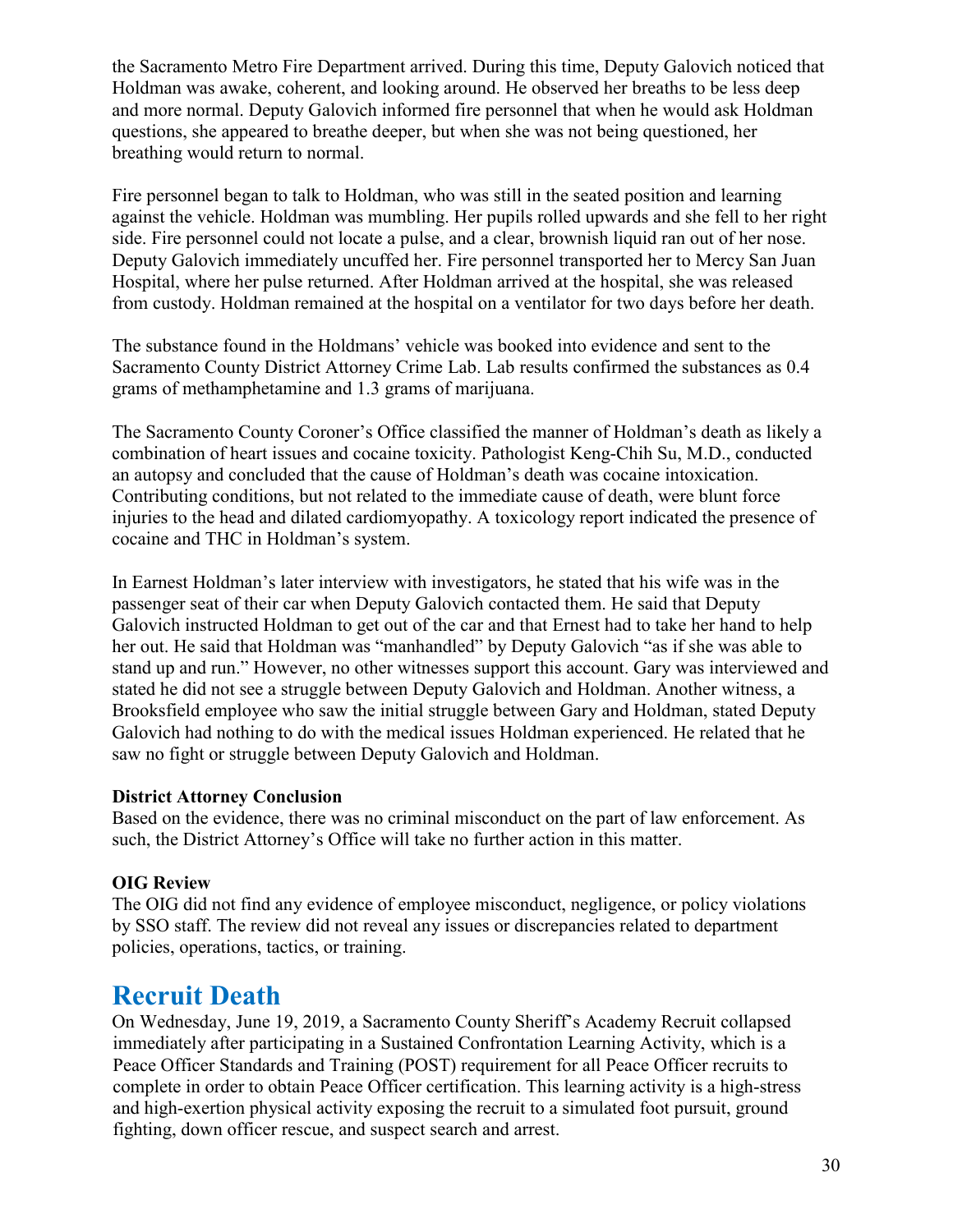the Sacramento Metro Fire Department arrived. During this time, Deputy Galovich noticed that Holdman was awake, coherent, and looking around. He observed her breaths to be less deep and more normal. Deputy Galovich informed fire personnel that when he would ask Holdman questions, she appeared to breathe deeper, but when she was not being questioned, her breathing would return to normal.

Fire personnel began to talk to Holdman, who was still in the seated position and learning against the vehicle. Holdman was mumbling. Her pupils rolled upwards and she fell to her right side. Fire personnel could not locate a pulse, and a clear, brownish liquid ran out of her nose. Deputy Galovich immediately uncuffed her. Fire personnel transported her to Mercy San Juan Hospital, where her pulse returned. After Holdman arrived at the hospital, she was released from custody. Holdman remained at the hospital on a ventilator for two days before her death.

The substance found in the Holdmans' vehicle was booked into evidence and sent to the Sacramento County District Attorney Crime Lab. Lab results confirmed the substances as 0.4 grams of methamphetamine and 1.3 grams of marijuana.

The Sacramento County Coroner's Office classified the manner of Holdman's death as likely a combination of heart issues and cocaine toxicity. Pathologist Keng-Chih Su, M.D., conducted an autopsy and concluded that the cause of Holdman's death was cocaine intoxication. Contributing conditions, but not related to the immediate cause of death, were blunt force injuries to the head and dilated cardiomyopathy. A toxicology report indicated the presence of cocaine and THC in Holdman's system.

In Earnest Holdman's later interview with investigators, he stated that his wife was in the passenger seat of their car when Deputy Galovich contacted them. He said that Deputy Galovich instructed Holdman to get out of the car and that Ernest had to take her hand to help her out. He said that Holdman was "manhandled" by Deputy Galovich "as if she was able to stand up and run." However, no other witnesses support this account. Gary was interviewed and stated he did not see a struggle between Deputy Galovich and Holdman. Another witness, a Brooksfield employee who saw the initial struggle between Gary and Holdman, stated Deputy Galovich had nothing to do with the medical issues Holdman experienced. He related that he saw no fight or struggle between Deputy Galovich and Holdman.

**District Attorney Conclusion**

Based on the evidence, there was no criminal misconduct on the part of law enforcement. As such, the District Attorney's Office will take no further action in this matter.

**OIG Review**

The OIG did not find any evidence of employee misconduct, negligence, or policy violations by SSO staff. The review did not reveal any issues or discrepancies related to department policies, operations, tactics, or training.

## Recruit Death

On Wednesday, June 19, 2019, a Sacramento County Sheriff's Academy Recruit collapsed immediately after participating in a Sustained Confrontation Learning Activity, which is a Peace Officer Standards and Training (POST) requirement for all Peace Officer recruits to complete in order to obtain Peace Officer certification. This learning activity is a high-stress and high-exertion physical activity exposing the recruit to a simulated foot pursuit, ground fighting, down officer rescue, and suspect search and arrest.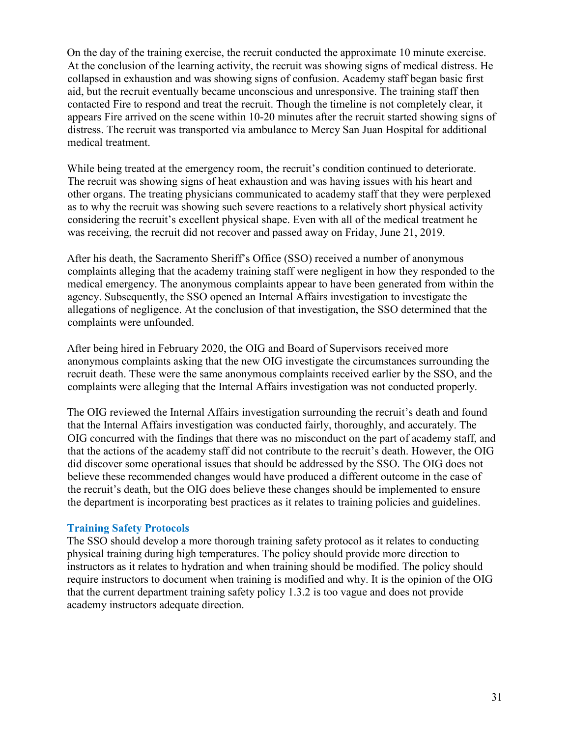On the day of the training exercise, the recruit conducted the approximate 10 minute exercise. At the conclusion of the learning activity, the recruit was showing signs of medical distress. He collapsed in exhaustion and was showing signs of confusion. Academy staff began basic first aid, but the recruit eventually became unconscious and unresponsive. The training staff then contacted Fire to respond and treat the recruit. Though the timeline is not completely clear, it appears Fire arrived on the scene within 10-20 minutes after the recruit started showing signs of distress. The recruit was transported via ambulance to Mercy San Juan Hospital for additional medical treatment.

While being treated at the emergency room, the recruit's condition continued to deteriorate. The recruit was showing signs of heat exhaustion and was having issues with his heart and other organs. The treating physicians communicated to academy staff that they were perplexed as to why the recruit was showing such severe reactions to a relatively short physical activity considering the recruit's excellent physical shape. Even with all of the medical treatment he was receiving, the recruit did not recover and passed away on Friday, June 21, 2019.

After his death, the Sacramento Sheriff's Office (SSO) received a number of anonymous complaints alleging that the academy training staff were negligent in how they responded to the medical emergency. The anonymous complaints appear to have been generated from within the agency. Subsequently, the SSO opened an Internal Affairs investigation to investigate the allegations of negligence. At the conclusion of that investigation, the SSO determined that the complaints were unfounded.

After being hired in February 2020, the OIG and Board of Supervisors received more anonymous complaints asking that the new OIG investigate the circumstances surrounding the recruit death. These were the same anonymous complaints received earlier by the SSO, and the complaints were alleging that the Internal Affairs investigation was not conducted properly.

The OIG reviewed the Internal Affairs investigation surrounding the recruit's death and found that the Internal Affairs investigation was conducted fairly, thoroughly, and accurately. The OIG concurred with the findings that there was no misconduct on the part of academy staff, and that the actions of the academy staff did not contribute to the recruit's death. However, the OIG did discover some operational issues that should be addressed by the SSO. The OIG does not believe these recommended changes would have produced a different outcome in the case of the recruit's death, but the OIG does believe these changes should be implemented to ensure the department is incorporating best practices as it relates to training policies and guidelines.

### Training Safety Protocols

The SSO should develop a more thorough training safety protocol as it relates to conducting physical training during high temperatures. The policy should provide more direction to instructors as it relates to hydration and when training should be modified. The policy should require instructors to document when training is modified and why. It is the opinion of the OIG that the current department training safety policy 1.3.2 is too vague and does not provide academy instructors adequate direction.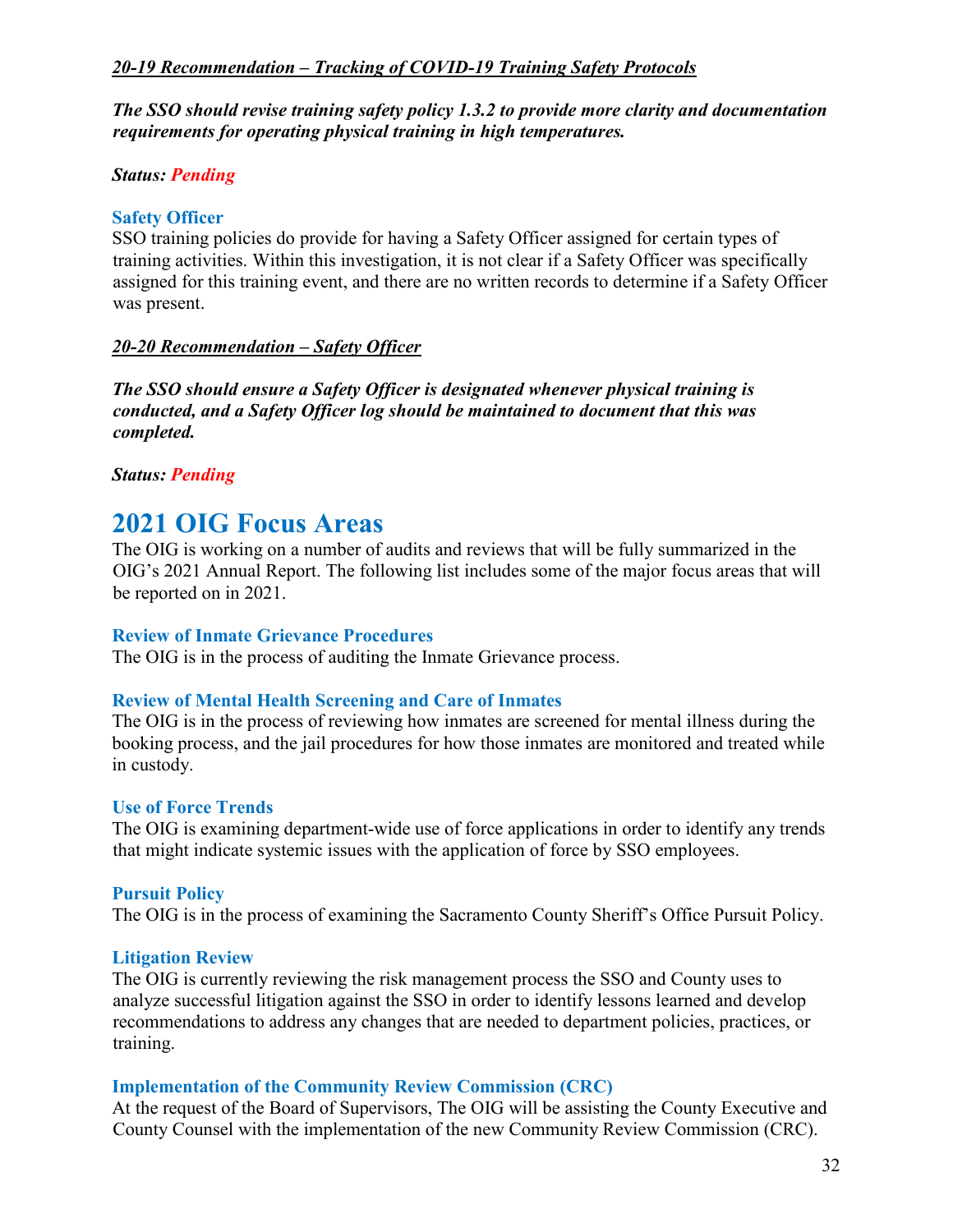***20-19 Recommendation – Tracking of COVID-19 Training Safety Protocols***

***The SSO should revise training safety policy 1.3.2 to provide more clarity and documentation requirements for operating physical training in high temperatures.***

***Status: Pending***

### Safety Officer

SSO training policies do provide for having a Safety Officer assigned for certain types of training activities. Within this investigation, it is not clear if a Safety Officer was specifically assigned for this training event, and there are no written records to determine if a Safety Officer was present.

***20-20 Recommendation – Safety Officer***

***The SSO should ensure a Safety Officer is designated whenever physical training is conducted, and a Safety Officer log should be maintained to document that this was completed.***

***Status: Pending***

## 2021 OIG Focus Areas

The OIG is working on a number of audits and reviews that will be fully summarized in the OIG's 2021 Annual Report. The following list includes some of the major focus areas that will be reported on in 2021.

### Review of Inmate Grievance Procedures

The OIG is in the process of auditing the Inmate Grievance process.

### Review of Mental Health Screening and Care of Inmates

The OIG is in the process of reviewing how inmates are screened for mental illness during the booking process, and the jail procedures for how those inmates are monitored and treated while in custody.

### Use of Force Trends

The OIG is examining department-wide use of force applications in order to identify any trends that might indicate systemic issues with the application of force by SSO employees.

### Pursuit Policy

The OIG is in the process of examining the Sacramento County Sheriff's Office Pursuit Policy.

### Litigation Review

The OIG is currently reviewing the risk management process the SSO and County uses to analyze successful litigation against the SSO in order to identify lessons learned and develop recommendations to address any changes that are needed to department policies, practices, or training.

### Implementation of the Community Review Commission (CRC)

At the request of the Board of Supervisors, The OIG will be assisting the County Executive and County Counsel with the implementation of the new Community Review Commission (CRC).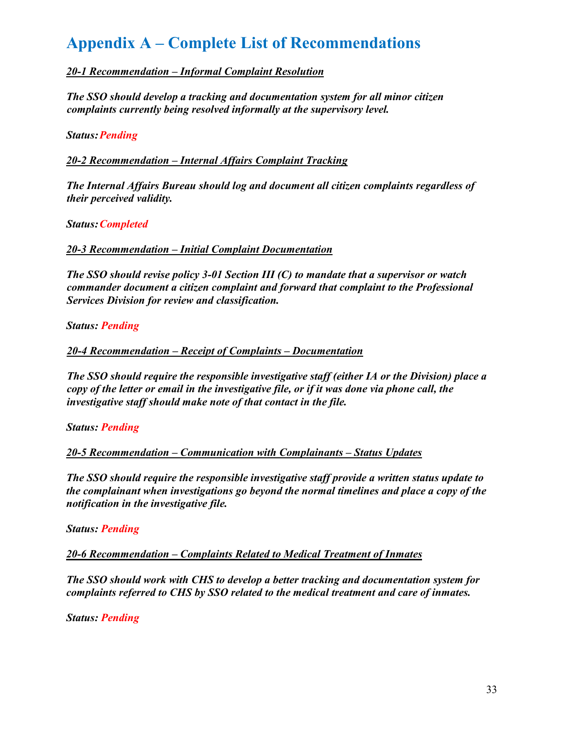# Appendix A – Complete List of Recommendations

***<u>20-1 Recommendation – Informal Complaint Resolution</u>***

***The SSO should develop a tracking and documentation system for all minor citizen complaints currently being resolved informally at the supervisory level.***

***Status: Pending***

***<u>20-2 Recommendation – Internal Affairs Complaint Tracking</u>***

***The Internal Affairs Bureau should log and document all citizen complaints regardless of their perceived validity.***

***Status: Completed***

***<u>20-3 Recommendation – Initial Complaint Documentation</u>***

***The SSO should revise policy 3-01 Section III (C) to mandate that a supervisor or watch commander document a citizen complaint and forward that complaint to the Professional Services Division for review and classification.***

***Status: Pending***

***<u>20-4 Recommendation – Receipt of Complaints – Documentation</u>***

***The SSO should require the responsible investigative staff (either IA or the Division) place a copy of the letter or email in the investigative file, or if it was done via phone call, the investigative staff should make note of that contact in the file.***

***Status: Pending***

***<u>20-5 Recommendation – Communication with Complainants – Status Updates</u>***

***The SSO should require the responsible investigative staff provide a written status update to the complainant when investigations go beyond the normal timelines and place a copy of the notification in the investigative file.***

***Status: Pending***

***<u>20-6 Recommendation – Complaints Related to Medical Treatment of Inmates</u>***

***The SSO should work with CHS to develop a better tracking and documentation system for complaints referred to CHS by SSO related to the medical treatment and care of inmates.***

***Status: Pending***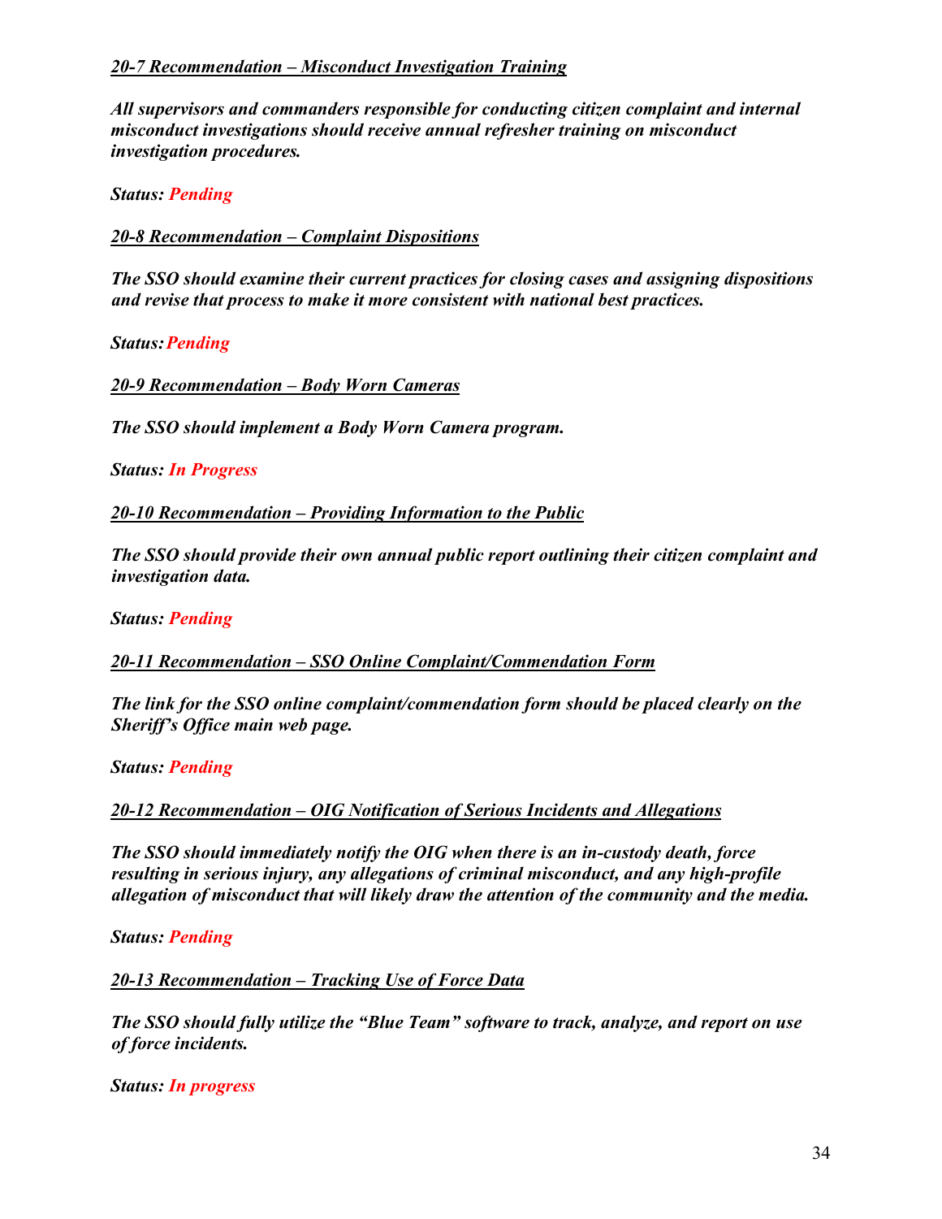***20-7 Recommendation – Misconduct Investigation Training***

***All supervisors and commanders responsible for conducting citizen complaint and internal misconduct investigations should receive annual refresher training on misconduct investigation procedures.***

***Status: Pending***

***20-8 Recommendation – Complaint Dispositions***

***The SSO should examine their current practices for closing cases and assigning dispositions and revise that process to make it more consistent with national best practices.***

***Status: Pending***

***20-9 Recommendation – Body Worn Cameras***

***The SSO should implement a Body Worn Camera program.***

***Status: In Progress***

***20-10 Recommendation – Providing Information to the Public***

***The SSO should provide their own annual public report outlining their citizen complaint and investigation data.***

***Status: Pending***

***20-11 Recommendation – SSO Online Complaint/Commendation Form***

***The link for the SSO online complaint/commendation form should be placed clearly on the Sheriff's Office main web page.***

***Status: Pending***

***20-12 Recommendation – OIG Notification of Serious Incidents and Allegations***

***The SSO should immediately notify the OIG when there is an in-custody death, force resulting in serious injury, any allegations of criminal misconduct, and any high-profile allegation of misconduct that will likely draw the attention of the community and the media.***

***Status: Pending***

***20-13 Recommendation – Tracking Use of Force Data***

***The SSO should fully utilize the "Blue Team" software to track, analyze, and report on use of force incidents.***

***Status: In progress***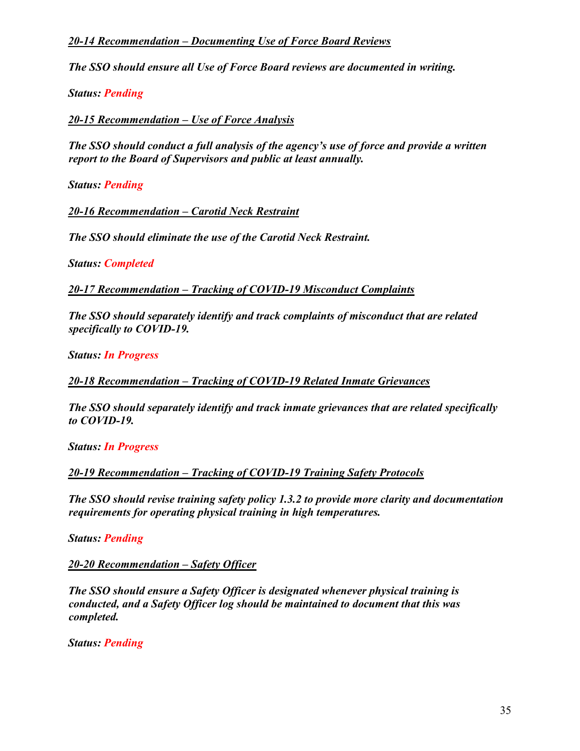***20-14 Recommendation – Documenting Use of Force Board Reviews***

***The SSO should ensure all Use of Force Board reviews are documented in writing.***

***Status: Pending***

***20-15 Recommendation – Use of Force Analysis***

***The SSO should conduct a full analysis of the agency's use of force and provide a written report to the Board of Supervisors and public at least annually.***

***Status: Pending***

***20-16 Recommendation – Carotid Neck Restraint***

***The SSO should eliminate the use of the Carotid Neck Restraint.***

***Status: Completed***

***20-17 Recommendation – Tracking of COVID-19 Misconduct Complaints***

***The SSO should separately identify and track complaints of misconduct that are related specifically to COVID-19.***

***Status: In Progress***

***20-18 Recommendation – Tracking of COVID-19 Related Inmate Grievances***

***The SSO should separately identify and track inmate grievances that are related specifically to COVID-19.***

***Status: In Progress***

***20-19 Recommendation – Tracking of COVID-19 Training Safety Protocols***

***The SSO should revise training safety policy 1.3.2 to provide more clarity and documentation requirements for operating physical training in high temperatures.***

***Status: Pending***

***20-20 Recommendation – Safety Officer***

***The SSO should ensure a Safety Officer is designated whenever physical training is conducted, and a Safety Officer log should be maintained to document that this was completed.***

***Status: Pending***